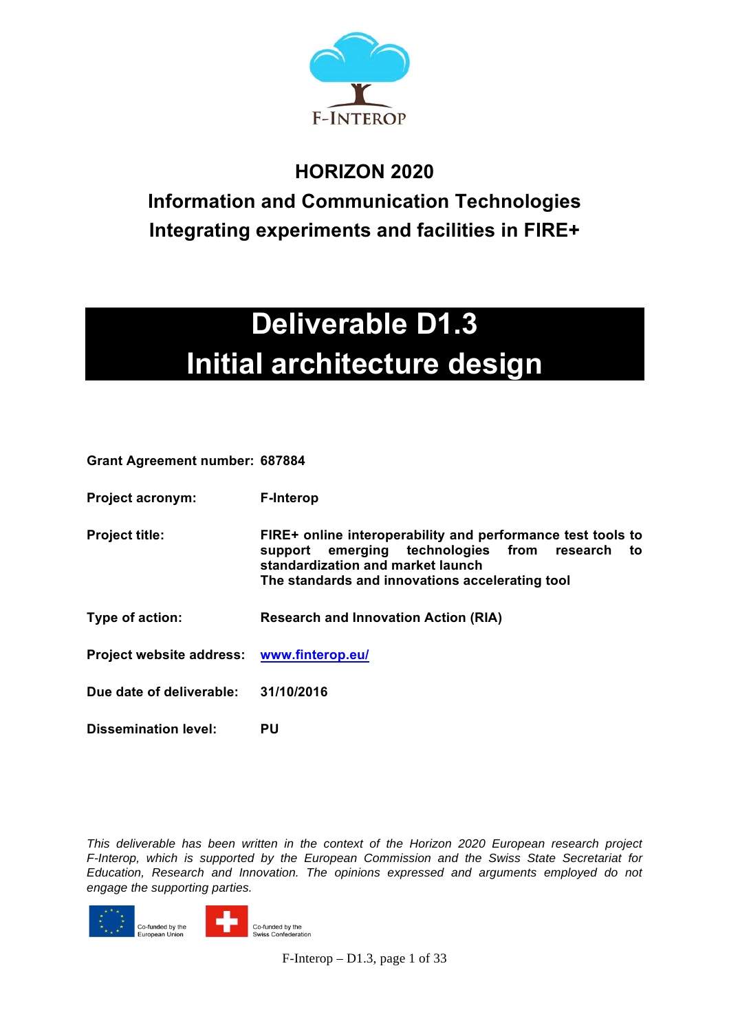F-INTEROP

**HORIZON 2020**

**Information and Communication Technologies**

**Integrating experiments and facilities in FIRE+**

# Deliverable D1.3
# Initial architecture design

| | |
|---|---|
| **Grant Agreement number:** | **687884** |
| **Project acronym:** | **F-Interop** |
| **Project title:** | **FIRE+ online interoperability and performance test tools to support emerging technologies from research to standardization and market launch**<br>**The standards and innovations accelerating tool** |
| **Type of action:** | **Research and Innovation Action (RIA)** |
| **Project website address:** | **www.finterop.eu/** |
| **Due date of deliverable:** | **31/10/2016** |
| **Dissemination level:** | **PU** |

*This deliverable has been written in the context of the Horizon 2020 European research project F-Interop, which is supported by the European Commission and the Swiss State Secretariat for Education, Research and Innovation. The opinions expressed and arguments employed do not engage the supporting parties.*

Co-funded by the European Union

Co-funded by the Swiss Confederation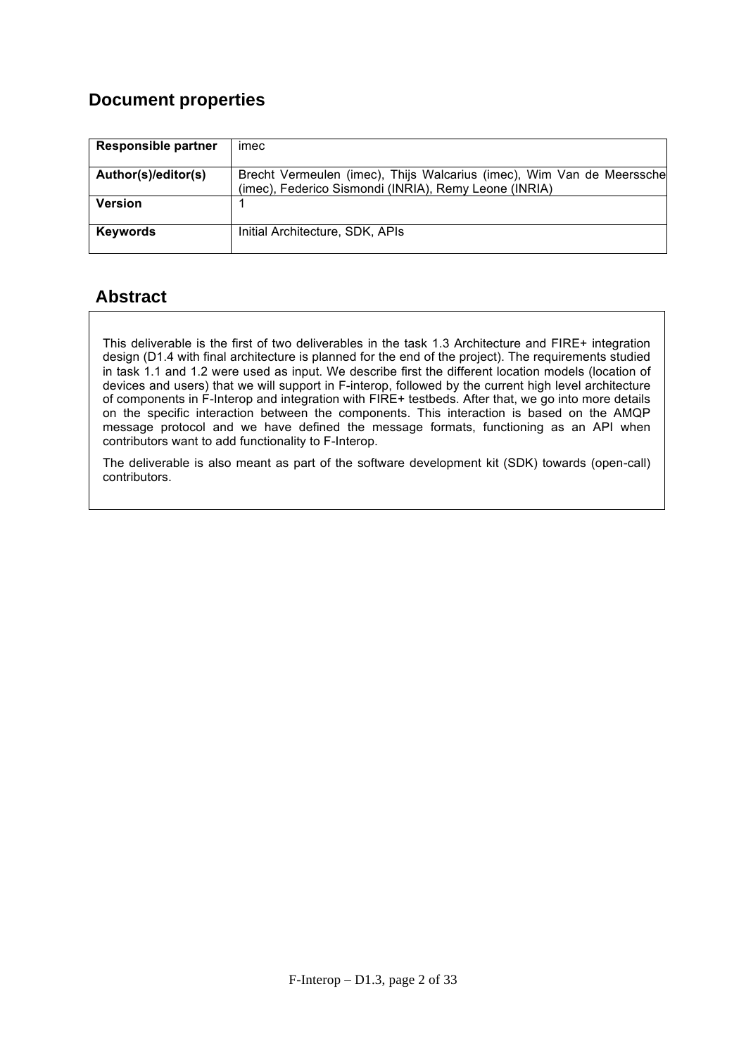## Document properties

| Responsible partner | imec |
|---|---|
| Author(s)/editor(s) | Brecht Vermeulen (imec), Thijs Walcarius (imec), Wim Van de Meerssche (imec), Federico Sismondi (INRIA), Remy Leone (INRIA) |
| Version | 1 |
| Keywords | Initial Architecture, SDK, APIs |

## Abstract

This deliverable is the first of two deliverables in the task 1.3 Architecture and FIRE+ integration design (D1.4 with final architecture is planned for the end of the project). The requirements studied in task 1.1 and 1.2 were used as input. We describe first the different location models (location of devices and users) that we will support in F-interop, followed by the current high level architecture of components in F-Interop and integration with FIRE+ testbeds. After that, we go into more details on the specific interaction between the components. This interaction is based on the AMQP message protocol and we have defined the message formats, functioning as an API when contributors want to add functionality to F-Interop.

The deliverable is also meant as part of the software development kit (SDK) towards (open-call) contributors.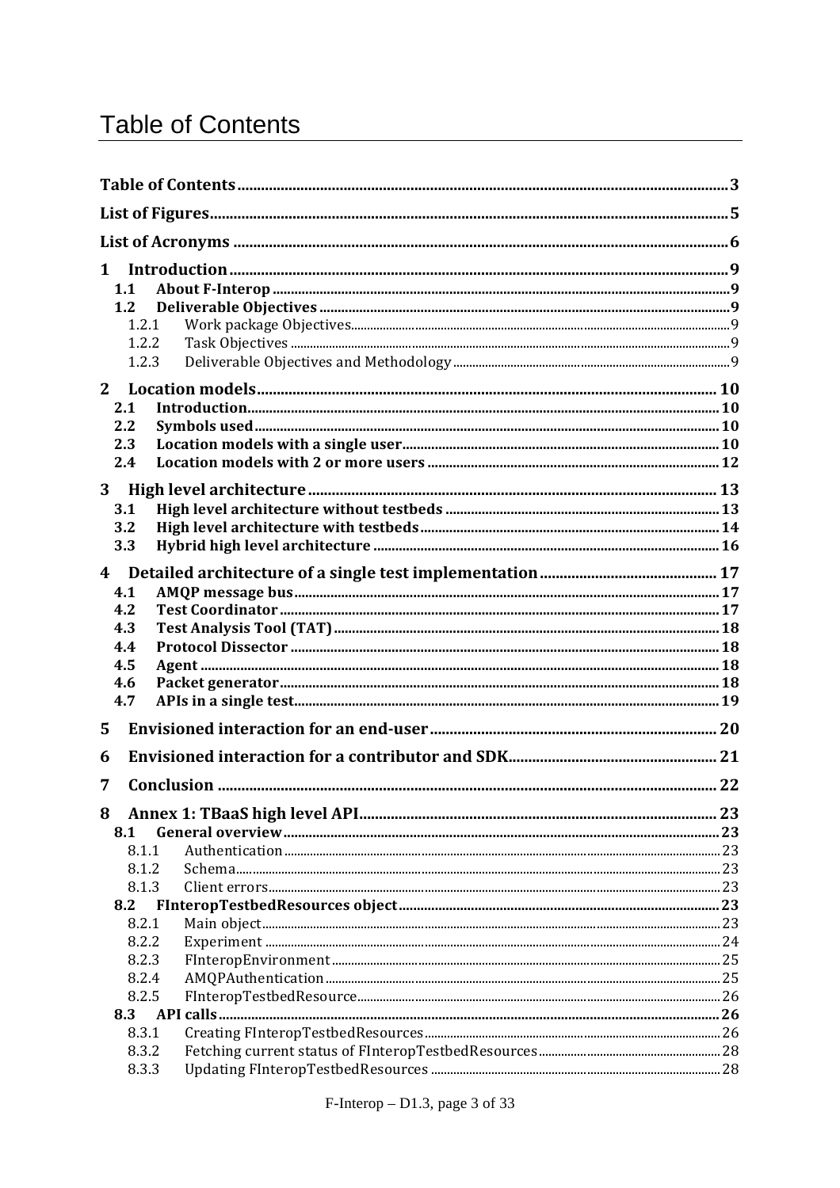# Table of Contents

**Table of Contents** .......... 3
**List of Figures** .......... 5
**List of Acronyms** .......... 6
**1 Introduction** .......... 9
- **1.1 About F-Interop** .......... 9
- **1.2 Deliverable Objectives** .......... 9
  - 1.2.1 Work package Objectives .......... 9
  - 1.2.2 Task Objectives .......... 9
  - 1.2.3 Deliverable Objectives and Methodology .......... 9

**2 Location models** .......... 10
- **2.1 Introduction** .......... 10
- **2.2 Symbols used** .......... 10
- **2.3 Location models with a single user** .......... 10
- **2.4 Location models with 2 or more users** .......... 12

**3 High level architecture** .......... 13
- **3.1 High level architecture without testbeds** .......... 13
- **3.2 High level architecture with testbeds** .......... 14
- **3.3 Hybrid high level architecture** .......... 16

**4 Detailed architecture of a single test implementation** .......... 17
- **4.1 AMQP message bus** .......... 17
- **4.2 Test Coordinator** .......... 17
- **4.3 Test Analysis Tool (TAT)** .......... 18
- **4.4 Protocol Dissector** .......... 18
- **4.5 Agent** .......... 18
- **4.6 Packet generator** .......... 18
- **4.7 APIs in a single test** .......... 19

**5 Envisioned interaction for an end-user** .......... 20
**6 Envisioned interaction for a contributor and SDK** .......... 21
**7 Conclusion** .......... 22
**8 Annex 1: TBaaS high level API** .......... 23
- **8.1 General overview** .......... 23
  - 8.1.1 Authentication .......... 23
  - 8.1.2 Schema .......... 23
  - 8.1.3 Client errors .......... 23
- **8.2 FInteropTestbedResources object** .......... 23
  - 8.2.1 Main object .......... 23
  - 8.2.2 Experiment .......... 24
  - 8.2.3 FInteropEnvironment .......... 25
  - 8.2.4 AMQPAuthentication .......... 25
  - 8.2.5 FInteropTestbedResource .......... 26
- **8.3 API calls** .......... 26
  - 8.3.1 Creating FInteropTestbedResources .......... 26
  - 8.3.2 Fetching current status of FInteropTestbedResources .......... 28
  - 8.3.3 Updating FInteropTestbedResources .......... 28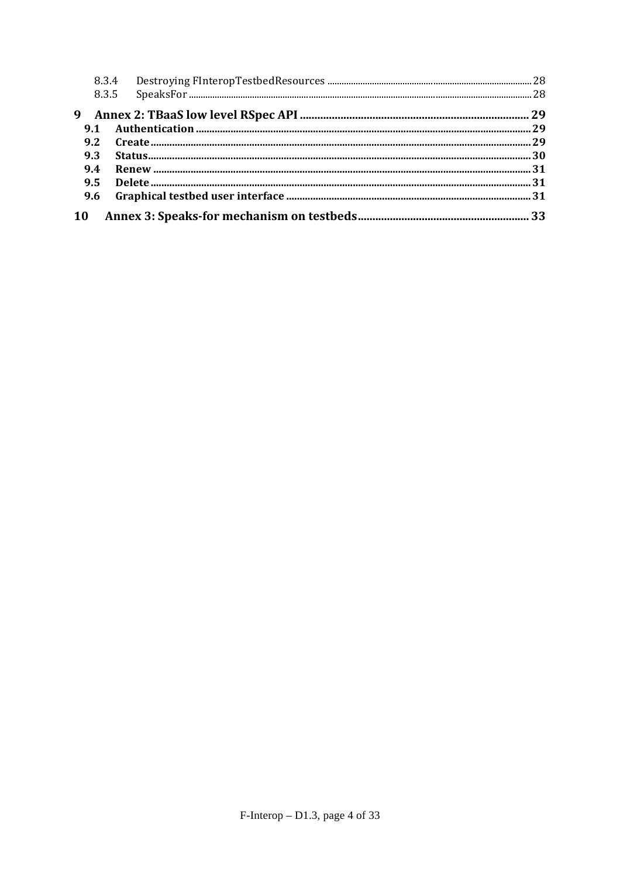8.3.4 Destroying FInteropTestbedResources ..... 28
8.3.5 SpeaksFor ..... 28

**9 Annex 2: TBaaS low level RSpec API ..... 29**

**9.1 Authentication ..... 29**

**9.2 Create ..... 29**

**9.3 Status ..... 30**

**9.4 Renew ..... 31**

**9.5 Delete ..... 31**

**9.6 Graphical testbed user interface ..... 31**

**10 Annex 3: Speaks-for mechanism on testbeds ..... 33**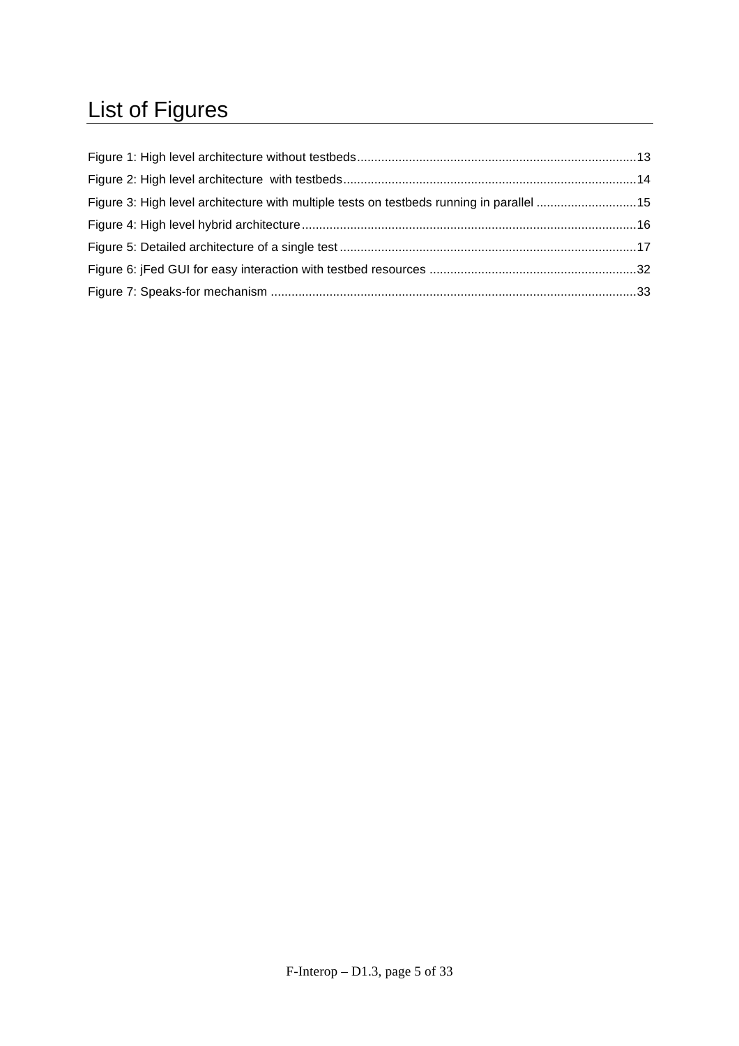# List of Figures

Figure 1: High level architecture without testbeds ....................................................................................13

Figure 2: High level architecture  with testbeds ..........................................................................................14

Figure 3: High level architecture with multiple tests on testbeds running in parallel .............................15

Figure 4: High level hybrid architecture ......................................................................................................16

Figure 5: Detailed architecture of a single test ...........................................................................................17

Figure 6: jFed GUI for easy interaction with testbed resources ..............................................................32

Figure 7: Speaks-for mechanism ...............................................................................................................33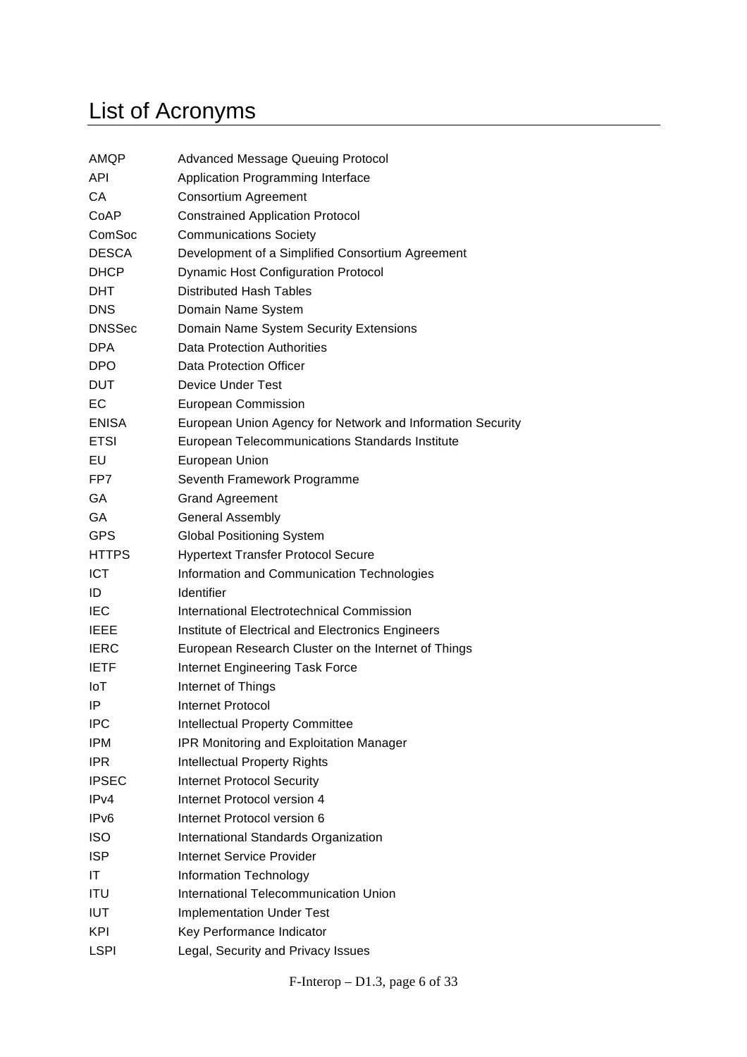# List of Acronyms

| | |
|---|---|
| AMQP | Advanced Message Queuing Protocol |
| API | Application Programming Interface |
| CA | Consortium Agreement |
| CoAP | Constrained Application Protocol |
| ComSoc | Communications Society |
| DESCA | Development of a Simplified Consortium Agreement |
| DHCP | Dynamic Host Configuration Protocol |
| DHT | Distributed Hash Tables |
| DNS | Domain Name System |
| DNSSec | Domain Name System Security Extensions |
| DPA | Data Protection Authorities |
| DPO | Data Protection Officer |
| DUT | Device Under Test |
| EC | European Commission |
| ENISA | European Union Agency for Network and Information Security |
| ETSI | European Telecommunications Standards Institute |
| EU | European Union |
| FP7 | Seventh Framework Programme |
| GA | Grand Agreement |
| GA | General Assembly |
| GPS | Global Positioning System |
| HTTPS | Hypertext Transfer Protocol Secure |
| ICT | Information and Communication Technologies |
| ID | Identifier |
| IEC | International Electrotechnical Commission |
| IEEE | Institute of Electrical and Electronics Engineers |
| IERC | European Research Cluster on the Internet of Things |
| IETF | Internet Engineering Task Force |
| IoT | Internet of Things |
| IP | Internet Protocol |
| IPC | Intellectual Property Committee |
| IPM | IPR Monitoring and Exploitation Manager |
| IPR | Intellectual Property Rights |
| IPSEC | Internet Protocol Security |
| IPv4 | Internet Protocol version 4 |
| IPv6 | Internet Protocol version 6 |
| ISO | International Standards Organization |
| ISP | Internet Service Provider |
| IT | Information Technology |
| ITU | International Telecommunication Union |
| IUT | Implementation Under Test |
| KPI | Key Performance Indicator |
| LSPI | Legal, Security and Privacy Issues |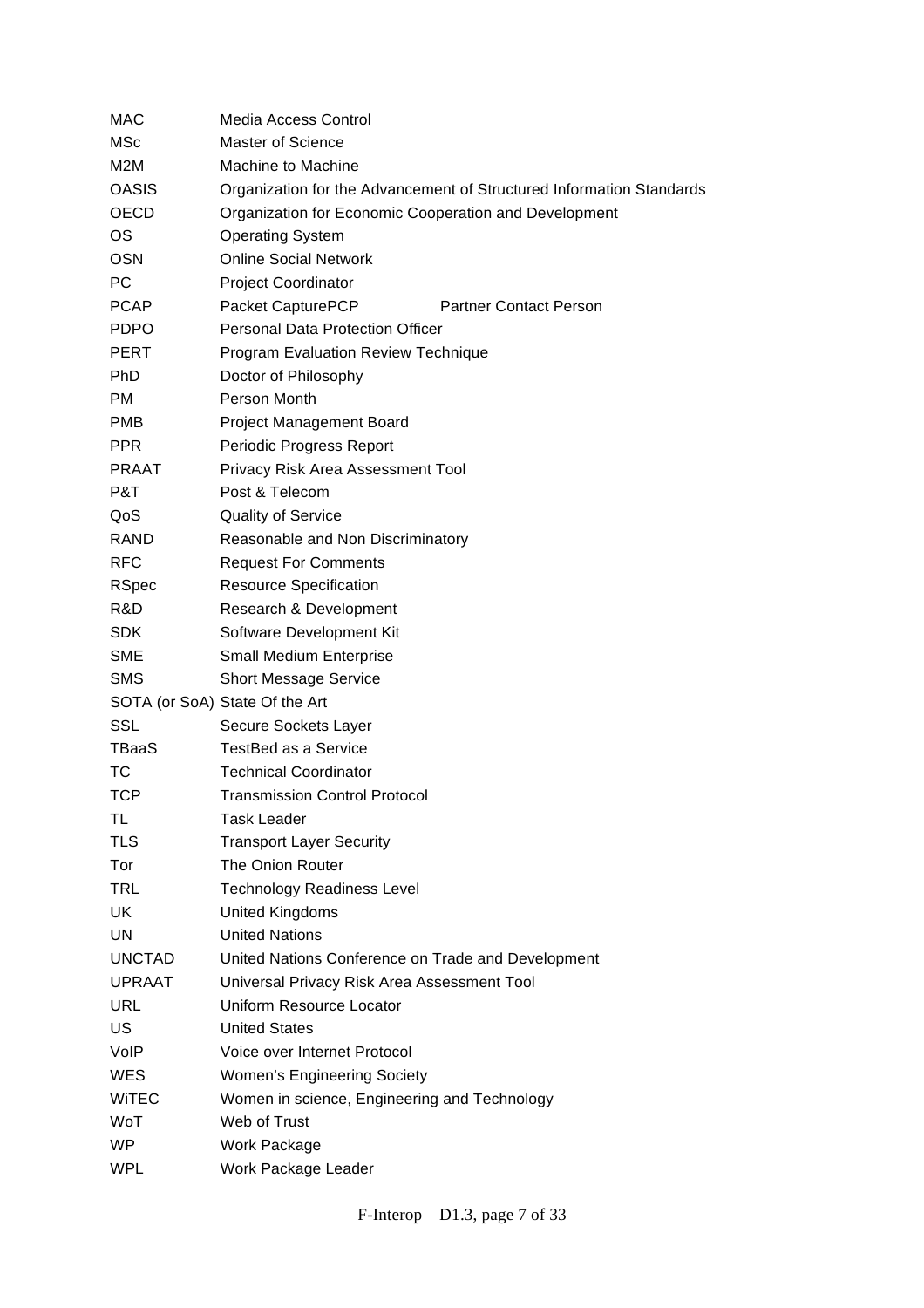| | |
|---|---|
| MAC | Media Access Control |
| MSc | Master of Science |
| M2M | Machine to Machine |
| OASIS | Organization for the Advancement of Structured Information Standards |
| OECD | Organization for Economic Cooperation and Development |
| OS | Operating System |
| OSN | Online Social Network |
| PC | Project Coordinator |
| PCAP | Packet CapturePCP Partner Contact Person |
| PDPO | Personal Data Protection Officer |
| PERT | Program Evaluation Review Technique |
| PhD | Doctor of Philosophy |
| PM | Person Month |
| PMB | Project Management Board |
| PPR | Periodic Progress Report |
| PRAAT | Privacy Risk Area Assessment Tool |
| P&T | Post & Telecom |
| QoS | Quality of Service |
| RAND | Reasonable and Non Discriminatory |
| RFC | Request For Comments |
| RSpec | Resource Specification |
| R&D | Research & Development |
| SDK | Software Development Kit |
| SME | Small Medium Enterprise |
| SMS | Short Message Service |
| SOTA (or SoA) | State Of the Art |
| SSL | Secure Sockets Layer |
| TBaaS | TestBed as a Service |
| TC | Technical Coordinator |
| TCP | Transmission Control Protocol |
| TL | Task Leader |
| TLS | Transport Layer Security |
| Tor | The Onion Router |
| TRL | Technology Readiness Level |
| UK | United Kingdoms |
| UN | United Nations |
| UNCTAD | United Nations Conference on Trade and Development |
| UPRAAT | Universal Privacy Risk Area Assessment Tool |
| URL | Uniform Resource Locator |
| US | United States |
| VoIP | Voice over Internet Protocol |
| WES | Women's Engineering Society |
| WiTEC | Women in science, Engineering and Technology |
| WoT | Web of Trust |
| WP | Work Package |
| WPL | Work Package Leader |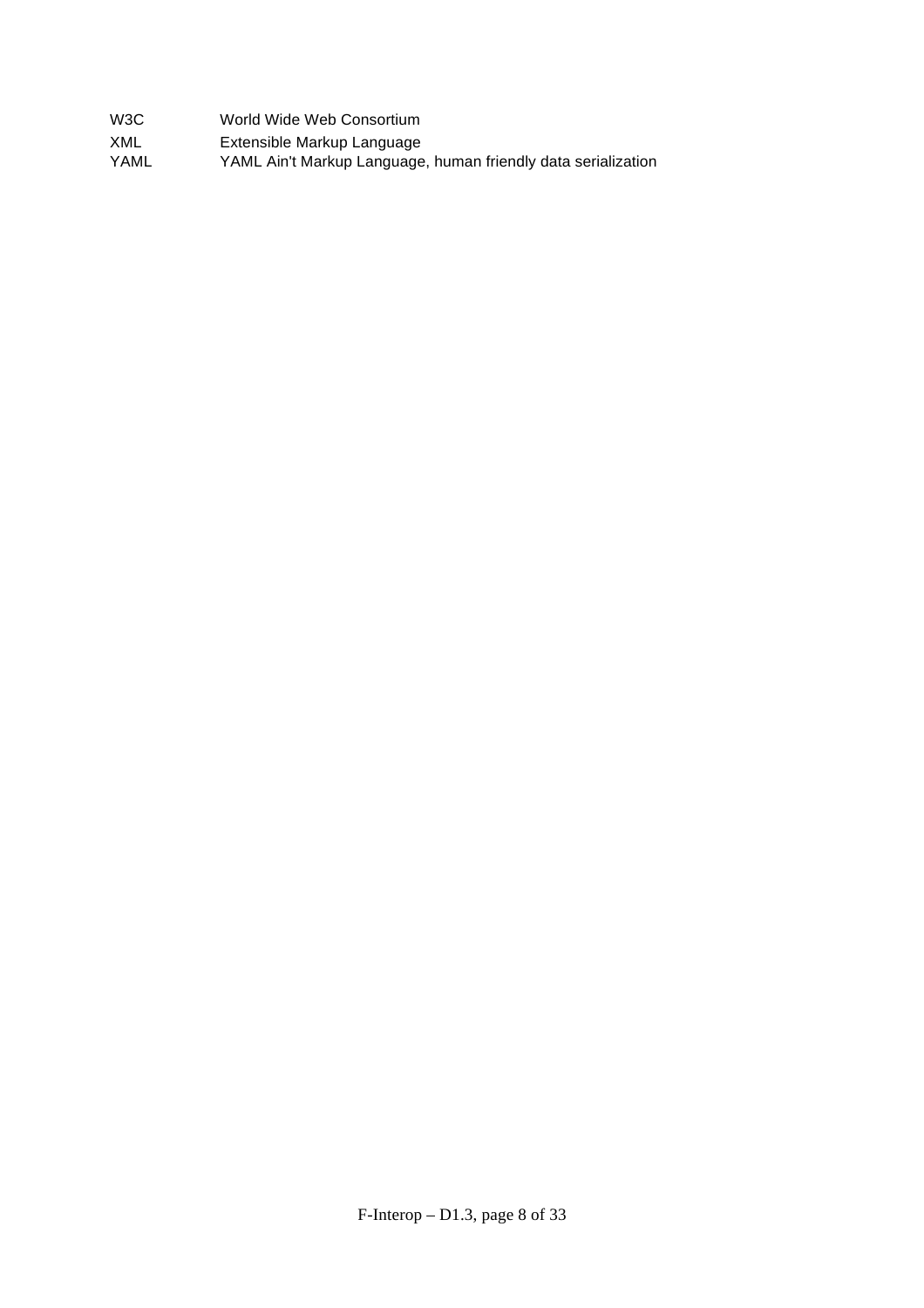| | |
|---|---|
| W3C | World Wide Web Consortium |
| XML | Extensible Markup Language |
| YAML | YAML Ain't Markup Language, human friendly data serialization |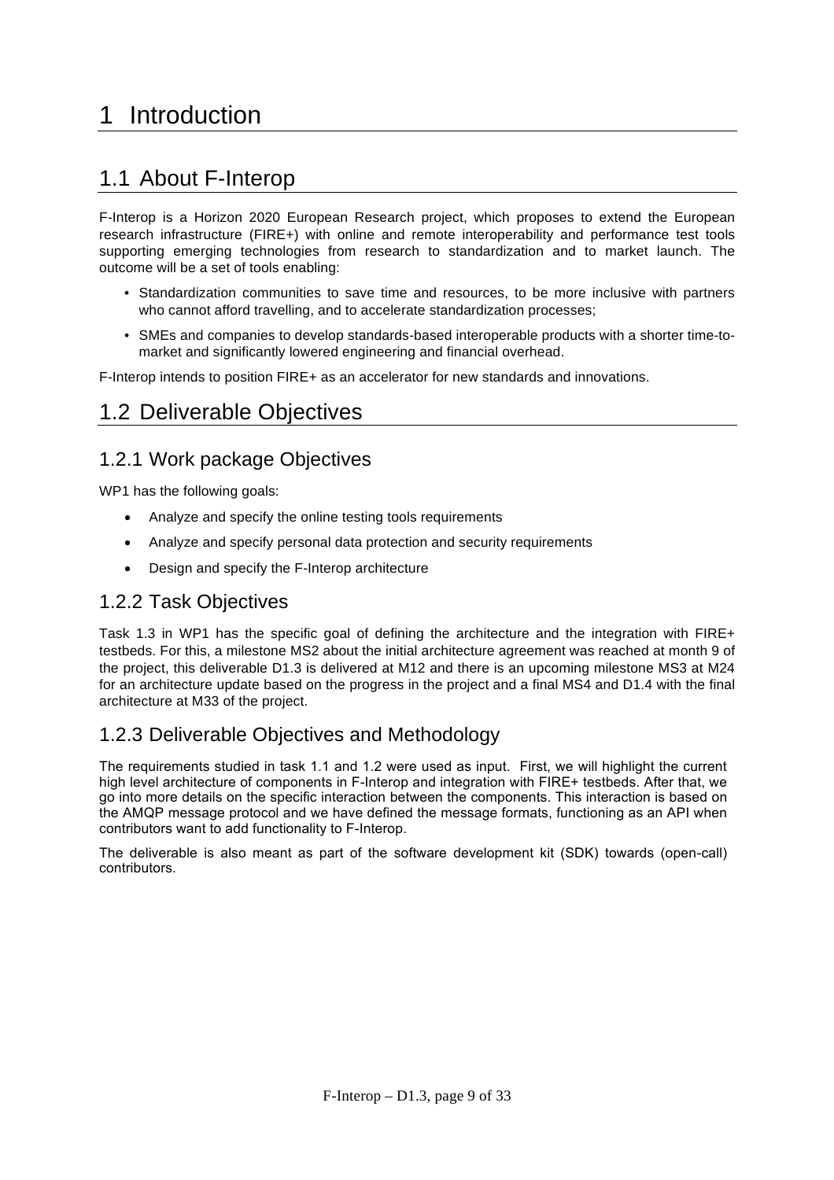# 1 Introduction

## 1.1 About F-Interop

F-Interop is a Horizon 2020 European Research project, which proposes to extend the European research infrastructure (FIRE+) with online and remote interoperability and performance test tools supporting emerging technologies from research to standardization and to market launch. The outcome will be a set of tools enabling:

- Standardization communities to save time and resources, to be more inclusive with partners who cannot afford travelling, and to accelerate standardization processes;
- SMEs and companies to develop standards-based interoperable products with a shorter time-to-market and significantly lowered engineering and financial overhead.

F-Interop intends to position FIRE+ as an accelerator for new standards and innovations.

## 1.2 Deliverable Objectives

### 1.2.1 Work package Objectives

WP1 has the following goals:

- Analyze and specify the online testing tools requirements
- Analyze and specify personal data protection and security requirements
- Design and specify the F-Interop architecture

### 1.2.2 Task Objectives

Task 1.3 in WP1 has the specific goal of defining the architecture and the integration with FIRE+ testbeds. For this, a milestone MS2 about the initial architecture agreement was reached at month 9 of the project, this deliverable D1.3 is delivered at M12 and there is an upcoming milestone MS3 at M24 for an architecture update based on the progress in the project and a final MS4 and D1.4 with the final architecture at M33 of the project.

### 1.2.3 Deliverable Objectives and Methodology

The requirements studied in task 1.1 and 1.2 were used as input. First, we will highlight the current high level architecture of components in F-Interop and integration with FIRE+ testbeds. After that, we go into more details on the specific interaction between the components. This interaction is based on the AMQP message protocol and we have defined the message formats, functioning as an API when contributors want to add functionality to F-Interop.

The deliverable is also meant as part of the software development kit (SDK) towards (open-call) contributors.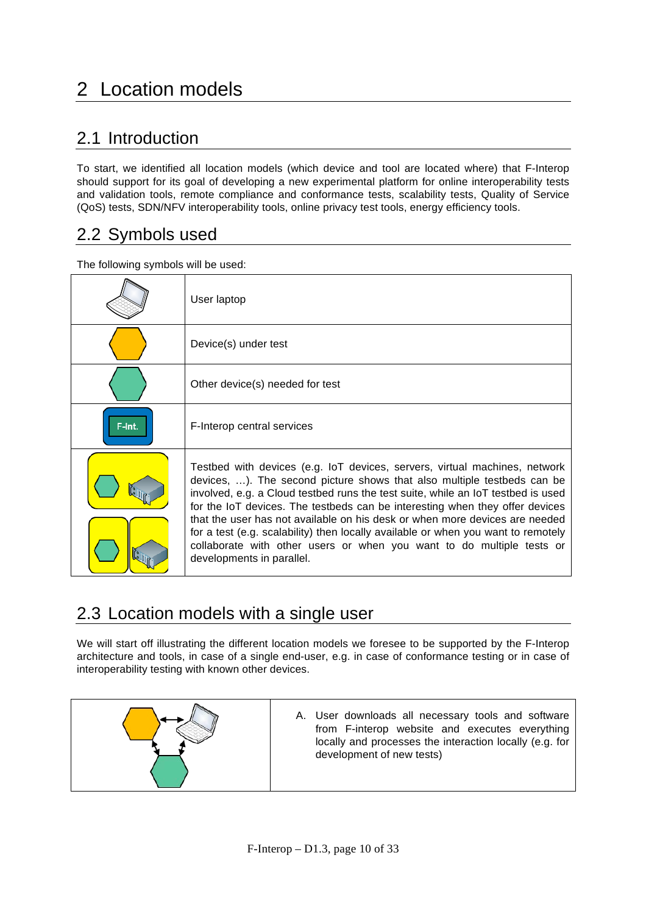# 2 Location models

## 2.1 Introduction

To start, we identified all location models (which device and tool are located where) that F-Interop should support for its goal of developing a new experimental platform for online interoperability tests and validation tools, remote compliance and conformance tests, scalability tests, Quality of Service (QoS) tests, SDN/NFV interoperability tools, online privacy test tools, energy efficiency tools.

## 2.2 Symbols used

The following symbols will be used:

| | |
|---|---|
| | User laptop |
| | Device(s) under test |
| | Other device(s) needed for test |
| F-Int. | F-Interop central services |
| | Testbed with devices (e.g. IoT devices, servers, virtual machines, network devices, …). The second picture shows that also multiple testbeds can be involved, e.g. a Cloud testbed runs the test suite, while an IoT testbed is used for the IoT devices. The testbeds can be interesting when they offer devices that the user has not available on his desk or when more devices are needed for a test (e.g. scalability) then locally available or when you want to remotely collaborate with other users or when you want to do multiple tests or developments in parallel. |

## 2.3 Location models with a single user

We will start off illustrating the different location models we foresee to be supported by the F-Interop architecture and tools, in case of a single end-user, e.g. in case of conformance testing or in case of interoperability testing with known other devices.

| | |
|---|---|
| | A. User downloads all necessary tools and software from F-interop website and executes everything locally and processes the interaction locally (e.g. for development of new tests) |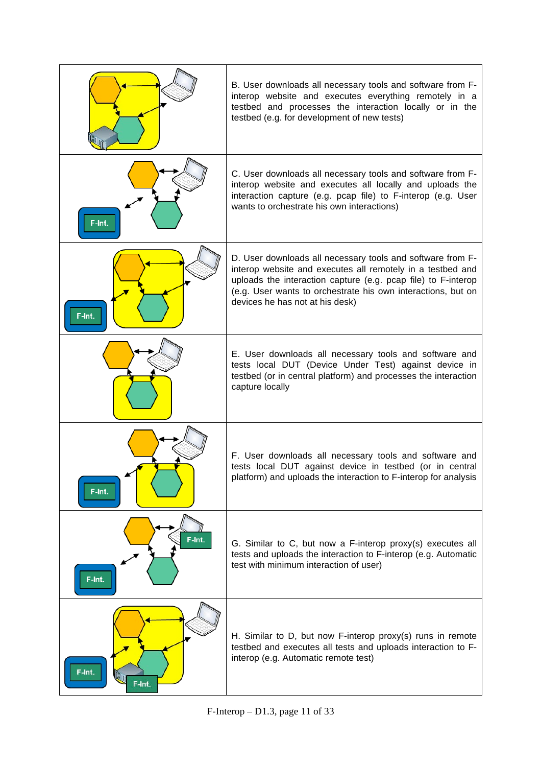| | |
|---|---|
| | B. User downloads all necessary tools and software from F-interop website and executes everything remotely in a testbed and processes the interaction locally or in the testbed (e.g. for development of new tests) |
| F-Int. | C. User downloads all necessary tools and software from F-interop website and executes all locally and uploads the interaction capture (e.g. pcap file) to F-interop (e.g. User wants to orchestrate his own interactions) |
| F-Int. | D. User downloads all necessary tools and software from F-interop website and executes all remotely in a testbed and uploads the interaction capture (e.g. pcap file) to F-interop (e.g. User wants to orchestrate his own interactions, but on devices he has not at his desk) |
| | E. User downloads all necessary tools and software and tests local DUT (Device Under Test) against device in testbed (or in central platform) and processes the interaction capture locally |
| F-Int. | F. User downloads all necessary tools and software and tests local DUT against device in testbed (or in central platform) and uploads the interaction to F-interop for analysis |
| F-Int. F-Int. | G. Similar to C, but now a F-interop proxy(s) executes all tests and uploads the interaction to F-interop (e.g. Automatic test with minimum interaction of user) |
| F-Int. F-Int. | H. Similar to D, but now F-interop proxy(s) runs in remote testbed and executes all tests and uploads interaction to F-interop (e.g. Automatic remote test) |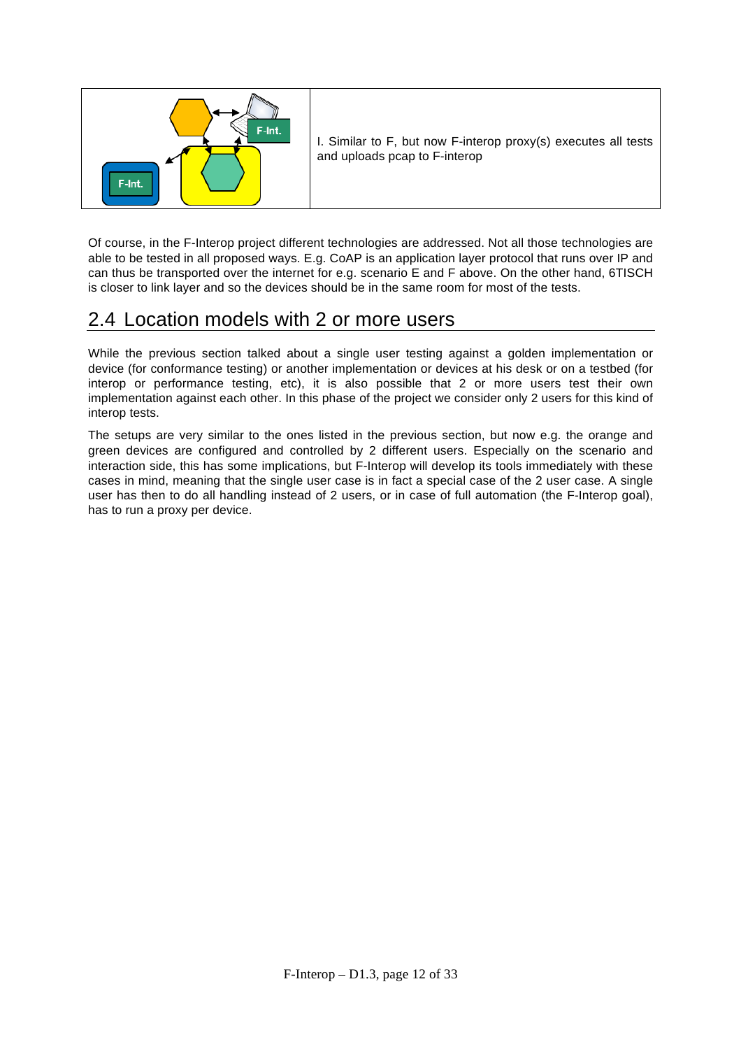| | I. Similar to F, but now F-interop proxy(s) executes all tests and uploads pcap to F-interop |
|---|---|

Of course, in the F-Interop project different technologies are addressed. Not all those technologies are able to be tested in all proposed ways. E.g. CoAP is an application layer protocol that runs over IP and can thus be transported over the internet for e.g. scenario E and F above. On the other hand, 6TISCH is closer to link layer and so the devices should be in the same room for most of the tests.

## 2.4 Location models with 2 or more users

While the previous section talked about a single user testing against a golden implementation or device (for conformance testing) or another implementation or devices at his desk or on a testbed (for interop or performance testing, etc), it is also possible that 2 or more users test their own implementation against each other. In this phase of the project we consider only 2 users for this kind of interop tests.

The setups are very similar to the ones listed in the previous section, but now e.g. the orange and green devices are configured and controlled by 2 different users. Especially on the scenario and interaction side, this has some implications, but F-Interop will develop its tools immediately with these cases in mind, meaning that the single user case is in fact a special case of the 2 user case. A single user has then to do all handling instead of 2 users, or in case of full automation (the F-Interop goal), has to run a proxy per device.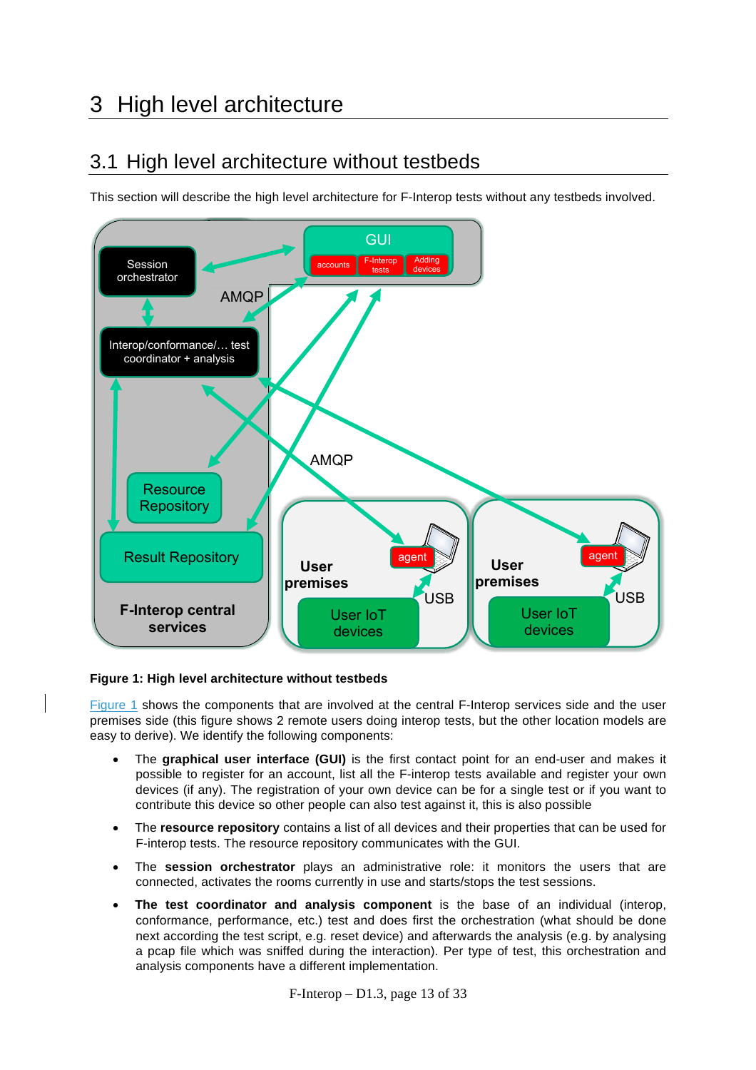# 3 High level architecture

## 3.1 High level architecture without testbeds

This section will describe the high level architecture for F-Interop tests without any testbeds involved.

Figure 1: High level architecture without testbeds

Figure 1 shows the components that are involved at the central F-Interop services side and the user premises side (this figure shows 2 remote users doing interop tests, but the other location models are easy to derive). We identify the following components:

- The **graphical user interface (GUI)** is the first contact point for an end-user and makes it possible to register for an account, list all the F-interop tests available and register your own devices (if any). The registration of your own device can be for a single test or if you want to contribute this device so other people can also test against it, this is also possible
- The **resource repository** contains a list of all devices and their properties that can be used for F-interop tests. The resource repository communicates with the GUI.
- The **session orchestrator** plays an administrative role: it monitors the users that are connected, activates the rooms currently in use and starts/stops the test sessions.
- **The test coordinator and analysis component** is the base of an individual (interop, conformance, performance, etc.) test and does first the orchestration (what should be done next according the test script, e.g. reset device) and afterwards the analysis (e.g. by analysing a pcap file which was sniffed during the interaction). Per type of test, this orchestration and analysis components have a different implementation.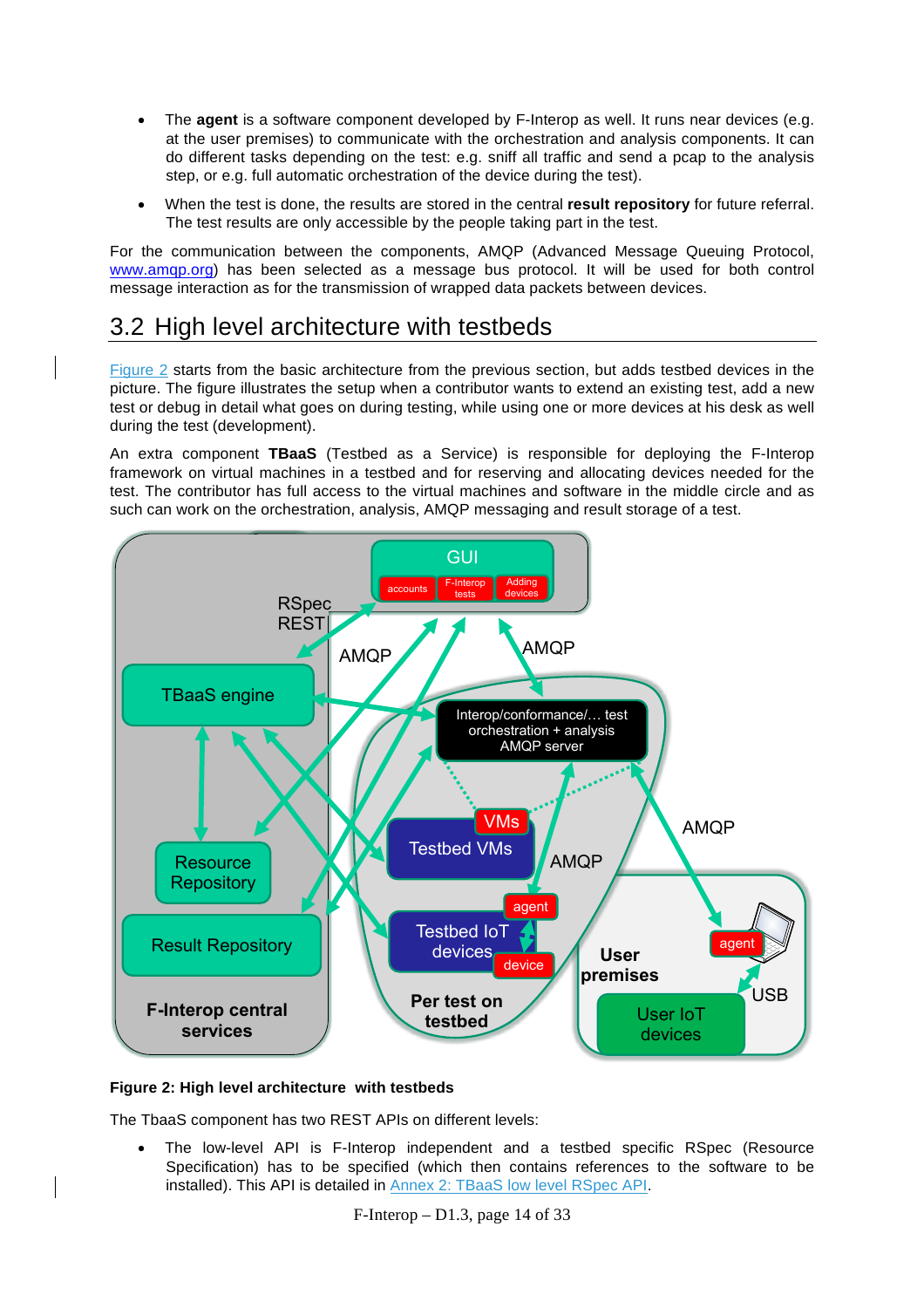- The **agent** is a software component developed by F-Interop as well. It runs near devices (e.g. at the user premises) to communicate with the orchestration and analysis components. It can do different tasks depending on the test: e.g. sniff all traffic and send a pcap to the analysis step, or e.g. full automatic orchestration of the device during the test).
- When the test is done, the results are stored in the central **result repository** for future referral. The test results are only accessible by the people taking part in the test.

For the communication between the components, AMQP (Advanced Message Queuing Protocol, www.amqp.org) has been selected as a message bus protocol. It will be used for both control message interaction as for the transmission of wrapped data packets between devices.

## 3.2 High level architecture with testbeds

Figure 2 starts from the basic architecture from the previous section, but adds testbed devices in the picture. The figure illustrates the setup when a contributor wants to extend an existing test, add a new test or debug in detail what goes on during testing, while using one or more devices at his desk as well during the test (development).

An extra component **TBaaS** (Testbed as a Service) is responsible for deploying the F-Interop framework on virtual machines in a testbed and for reserving and allocating devices needed for the test. The contributor has full access to the virtual machines and software in the middle circle and as such can work on the orchestration, analysis, AMQP messaging and result storage of a test.

**Figure 2: High level architecture with testbeds**

The TbaaS component has two REST APIs on different levels:

- The low-level API is F-Interop independent and a testbed specific RSpec (Resource Specification) has to be specified (which then contains references to the software to be installed). This API is detailed in Annex 2: TBaaS low level RSpec API.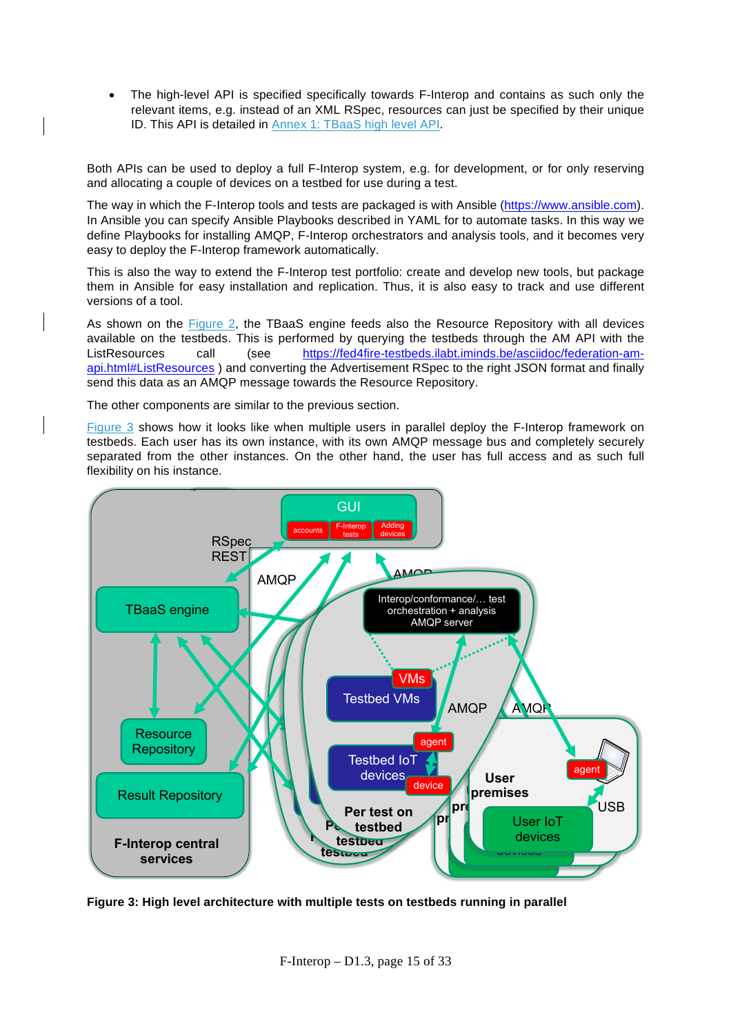- The high-level API is specified specifically towards F-Interop and contains as such only the relevant items, e.g. instead of an XML RSpec, resources can just be specified by their unique ID. This API is detailed in Annex 1: TBaaS high level API.

Both APIs can be used to deploy a full F-Interop system, e.g. for development, or for only reserving and allocating a couple of devices on a testbed for use during a test.

The way in which the F-Interop tools and tests are packaged is with Ansible (https://www.ansible.com). In Ansible you can specify Ansible Playbooks described in YAML for to automate tasks. In this way we define Playbooks for installing AMQP, F-Interop orchestrators and analysis tools, and it becomes very easy to deploy the F-Interop framework automatically.

This is also the way to extend the F-Interop test portfolio: create and develop new tools, but package them in Ansible for easy installation and replication. Thus, it is also easy to track and use different versions of a tool.

As shown on the Figure 2, the TBaaS engine feeds also the Resource Repository with all devices available on the testbeds. This is performed by querying the testbeds through the AM API with the ListResources call (see https://fed4fire-testbeds.ilabt.iminds.be/asciidoc/federation-am-api.html#ListResources ) and converting the Advertisement RSpec to the right JSON format and finally send this data as an AMQP message towards the Resource Repository.

The other components are similar to the previous section.

Figure 3 shows how it looks like when multiple users in parallel deploy the F-Interop framework on testbeds. Each user has its own instance, with its own AMQP message bus and completely securely separated from the other instances. On the other hand, the user has full access and as such full flexibility on his instance.

**Figure 3: High level architecture with multiple tests on testbeds running in parallel**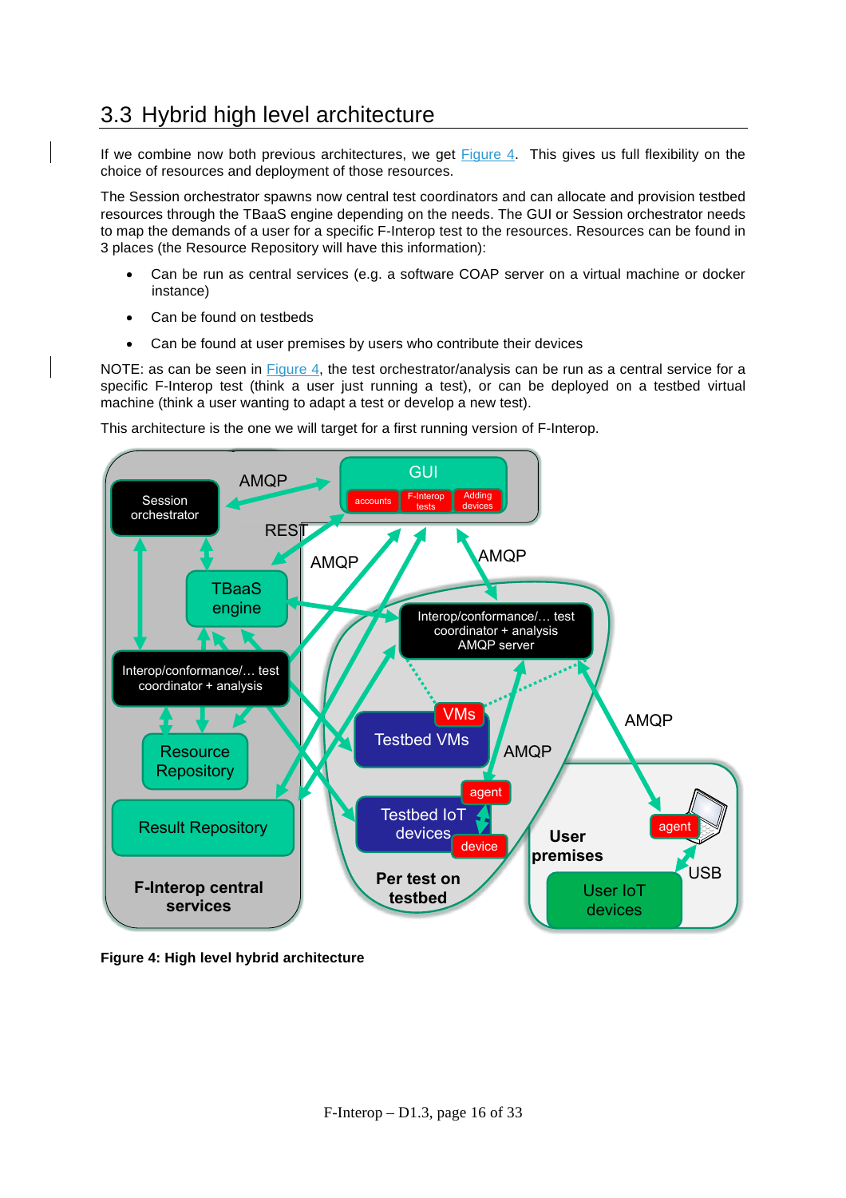## 3.3 Hybrid high level architecture

If we combine now both previous architectures, we get Figure 4. This gives us full flexibility on the choice of resources and deployment of those resources.

The Session orchestrator spawns now central test coordinators and can allocate and provision testbed resources through the TBaaS engine depending on the needs. The GUI or Session orchestrator needs to map the demands of a user for a specific F-Interop test to the resources. Resources can be found in 3 places (the Resource Repository will have this information):

- Can be run as central services (e.g. a software COAP server on a virtual machine or docker instance)
- Can be found on testbeds
- Can be found at user premises by users who contribute their devices

NOTE: as can be seen in Figure 4, the test orchestrator/analysis can be run as a central service for a specific F-Interop test (think a user just running a test), or can be deployed on a testbed virtual machine (think a user wanting to adapt a test or develop a new test).

This architecture is the one we will target for a first running version of F-Interop.

**Figure 4: High level hybrid architecture**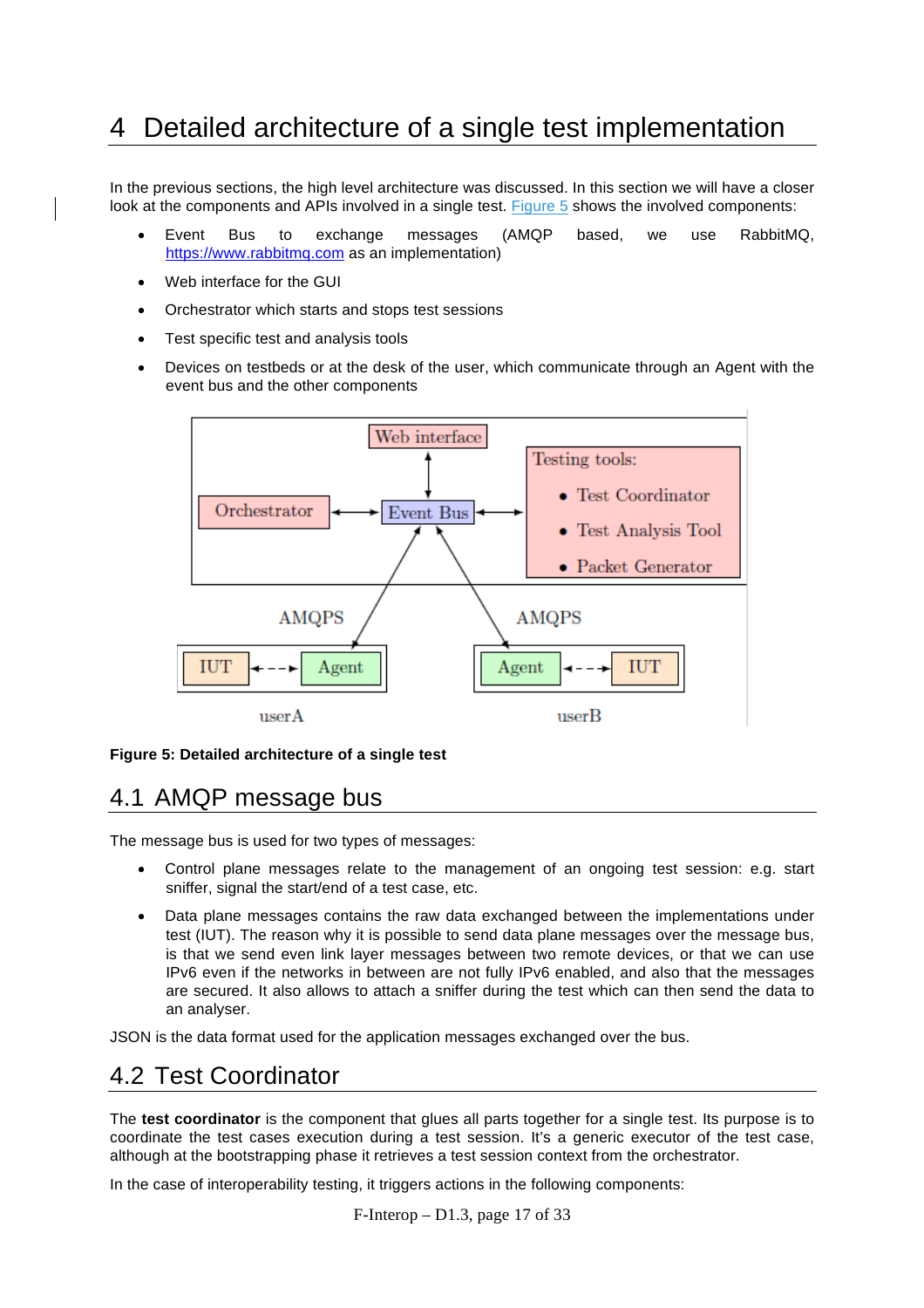# 4 Detailed architecture of a single test implementation

In the previous sections, the high level architecture was discussed. In this section we will have a closer look at the components and APIs involved in a single test. Figure 5 shows the involved components:

- Event Bus to exchange messages (AMQP based, we use RabbitMQ, https://www.rabbitmq.com as an implementation)
- Web interface for the GUI
- Orchestrator which starts and stops test sessions
- Test specific test and analysis tools
- Devices on testbeds or at the desk of the user, which communicate through an Agent with the event bus and the other components

**Figure 5: Detailed architecture of a single test**

## 4.1 AMQP message bus

The message bus is used for two types of messages:

- Control plane messages relate to the management of an ongoing test session: e.g. start sniffer, signal the start/end of a test case, etc.
- Data plane messages contains the raw data exchanged between the implementations under test (IUT). The reason why it is possible to send data plane messages over the message bus, is that we send even link layer messages between two remote devices, or that we can use IPv6 even if the networks in between are not fully IPv6 enabled, and also that the messages are secured. It also allows to attach a sniffer during the test which can then send the data to an analyser.

JSON is the data format used for the application messages exchanged over the bus.

## 4.2 Test Coordinator

The **test coordinator** is the component that glues all parts together for a single test. Its purpose is to coordinate the test cases execution during a test session. It's a generic executor of the test case, although at the bootstrapping phase it retrieves a test session context from the orchestrator.

In the case of interoperability testing, it triggers actions in the following components: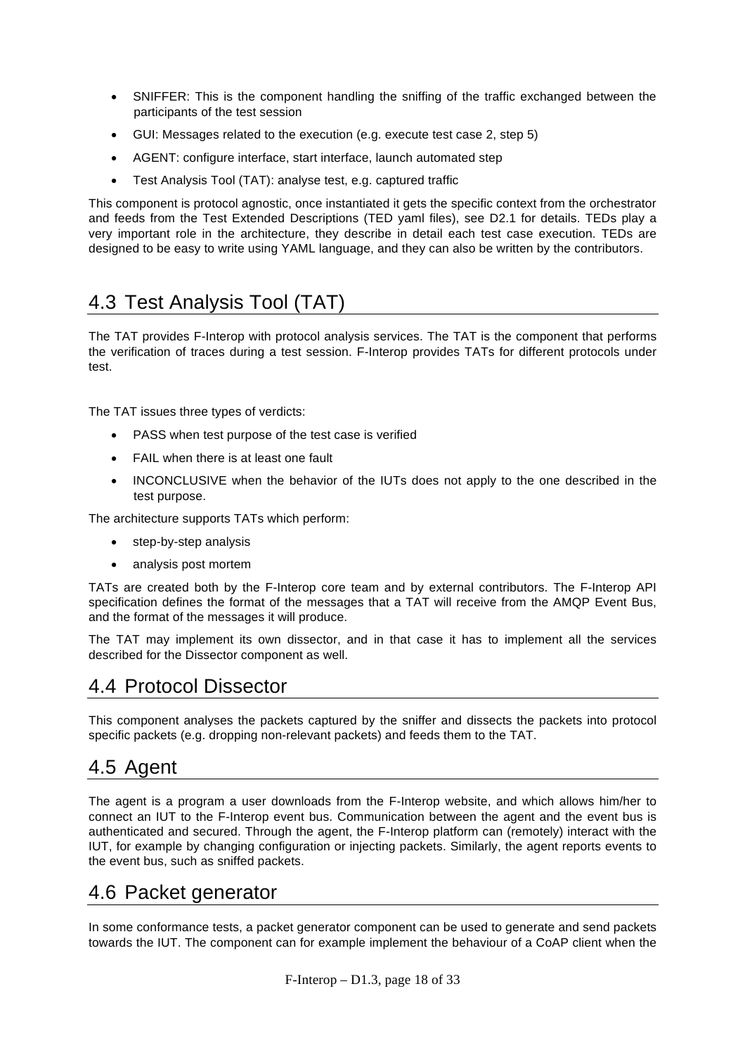- SNIFFER: This is the component handling the sniffing of the traffic exchanged between the participants of the test session
- GUI: Messages related to the execution (e.g. execute test case 2, step 5)
- AGENT: configure interface, start interface, launch automated step
- Test Analysis Tool (TAT): analyse test, e.g. captured traffic

This component is protocol agnostic, once instantiated it gets the specific context from the orchestrator and feeds from the Test Extended Descriptions (TED yaml files), see D2.1 for details. TEDs play a very important role in the architecture, they describe in detail each test case execution. TEDs are designed to be easy to write using YAML language, and they can also be written by the contributors.

## 4.3 Test Analysis Tool (TAT)

The TAT provides F-Interop with protocol analysis services. The TAT is the component that performs the verification of traces during a test session. F-Interop provides TATs for different protocols under test.

The TAT issues three types of verdicts:

- PASS when test purpose of the test case is verified
- FAIL when there is at least one fault
- INCONCLUSIVE when the behavior of the IUTs does not apply to the one described in the test purpose.

The architecture supports TATs which perform:

- step-by-step analysis
- analysis post mortem

TATs are created both by the F-Interop core team and by external contributors. The F-Interop API specification defines the format of the messages that a TAT will receive from the AMQP Event Bus, and the format of the messages it will produce.

The TAT may implement its own dissector, and in that case it has to implement all the services described for the Dissector component as well.

## 4.4 Protocol Dissector

This component analyses the packets captured by the sniffer and dissects the packets into protocol specific packets (e.g. dropping non-relevant packets) and feeds them to the TAT.

## 4.5 Agent

The agent is a program a user downloads from the F-Interop website, and which allows him/her to connect an IUT to the F-Interop event bus. Communication between the agent and the event bus is authenticated and secured. Through the agent, the F-Interop platform can (remotely) interact with the IUT, for example by changing configuration or injecting packets. Similarly, the agent reports events to the event bus, such as sniffed packets.

## 4.6 Packet generator

In some conformance tests, a packet generator component can be used to generate and send packets towards the IUT. The component can for example implement the behaviour of a CoAP client when the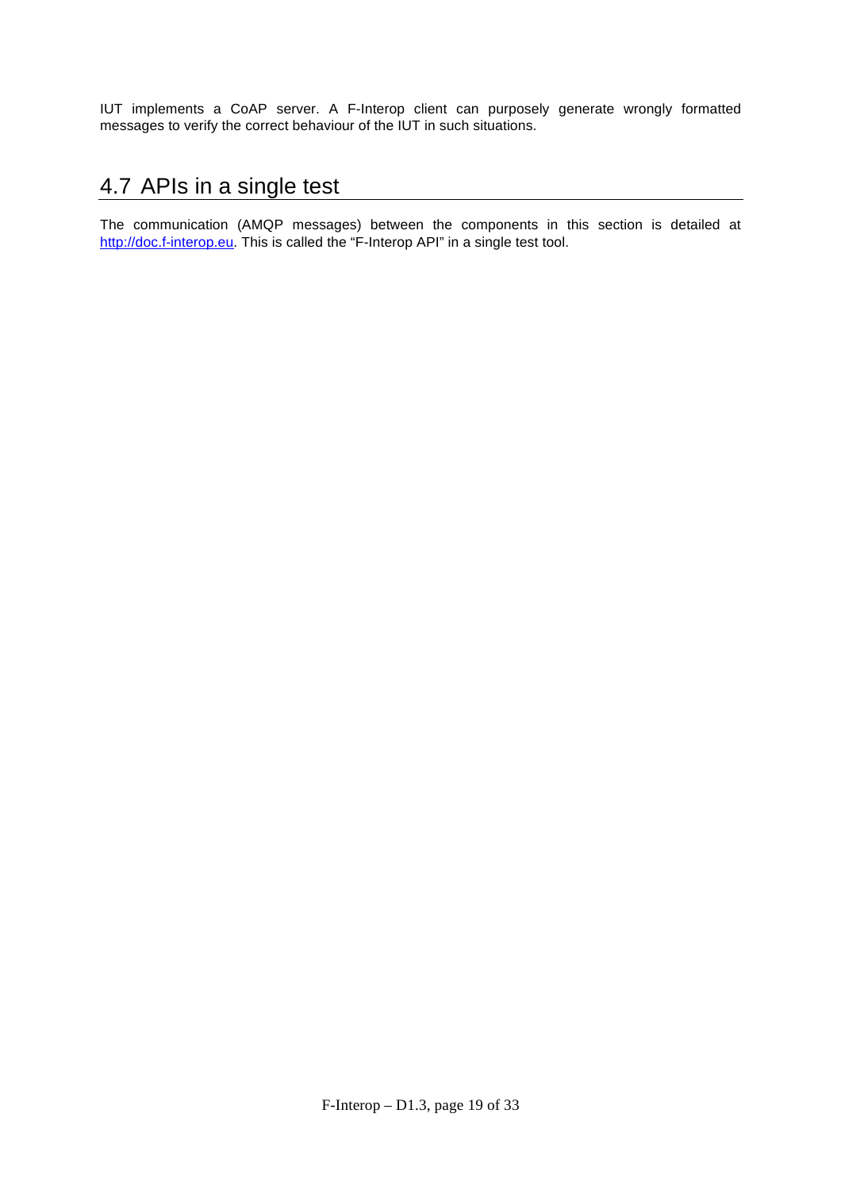IUT implements a CoAP server. A F-Interop client can purposely generate wrongly formatted messages to verify the correct behaviour of the IUT in such situations.

## 4.7 APIs in a single test

The communication (AMQP messages) between the components in this section is detailed at [http://doc.f-interop.eu](http://doc.f-interop.eu). This is called the "F-Interop API" in a single test tool.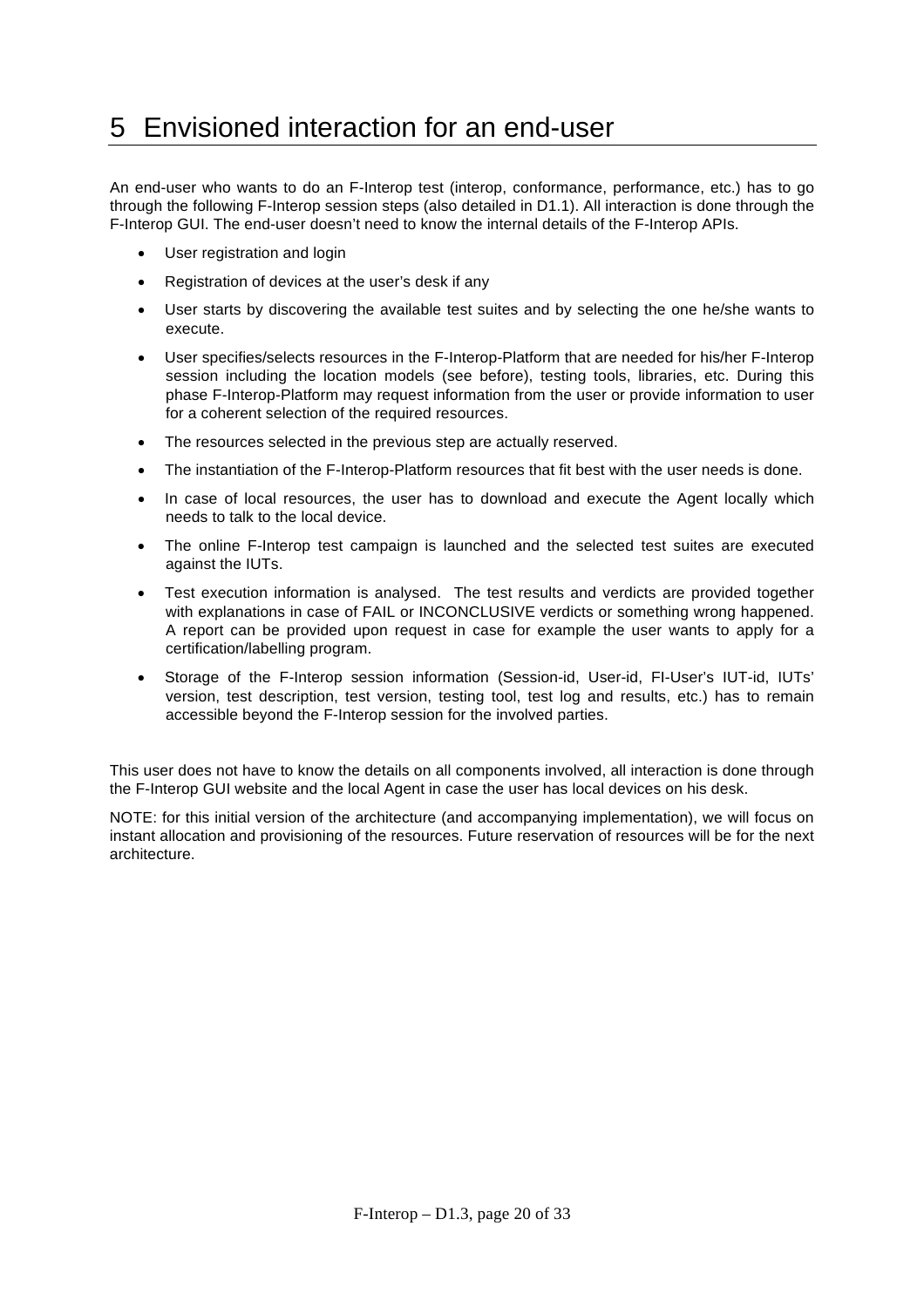# 5 Envisioned interaction for an end-user

An end-user who wants to do an F-Interop test (interop, conformance, performance, etc.) has to go through the following F-Interop session steps (also detailed in D1.1). All interaction is done through the F-Interop GUI. The end-user doesn't need to know the internal details of the F-Interop APIs.

- User registration and login
- Registration of devices at the user's desk if any
- User starts by discovering the available test suites and by selecting the one he/she wants to execute.
- User specifies/selects resources in the F-Interop-Platform that are needed for his/her F-Interop session including the location models (see before), testing tools, libraries, etc. During this phase F-Interop-Platform may request information from the user or provide information to user for a coherent selection of the required resources.
- The resources selected in the previous step are actually reserved.
- The instantiation of the F-Interop-Platform resources that fit best with the user needs is done.
- In case of local resources, the user has to download and execute the Agent locally which needs to talk to the local device.
- The online F-Interop test campaign is launched and the selected test suites are executed against the IUTs.
- Test execution information is analysed. The test results and verdicts are provided together with explanations in case of FAIL or INCONCLUSIVE verdicts or something wrong happened. A report can be provided upon request in case for example the user wants to apply for a certification/labelling program.
- Storage of the F-Interop session information (Session-id, User-id, FI-User's IUT-id, IUTs' version, test description, test version, testing tool, test log and results, etc.) has to remain accessible beyond the F-Interop session for the involved parties.

This user does not have to know the details on all components involved, all interaction is done through the F-Interop GUI website and the local Agent in case the user has local devices on his desk.

NOTE: for this initial version of the architecture (and accompanying implementation), we will focus on instant allocation and provisioning of the resources. Future reservation of resources will be for the next architecture.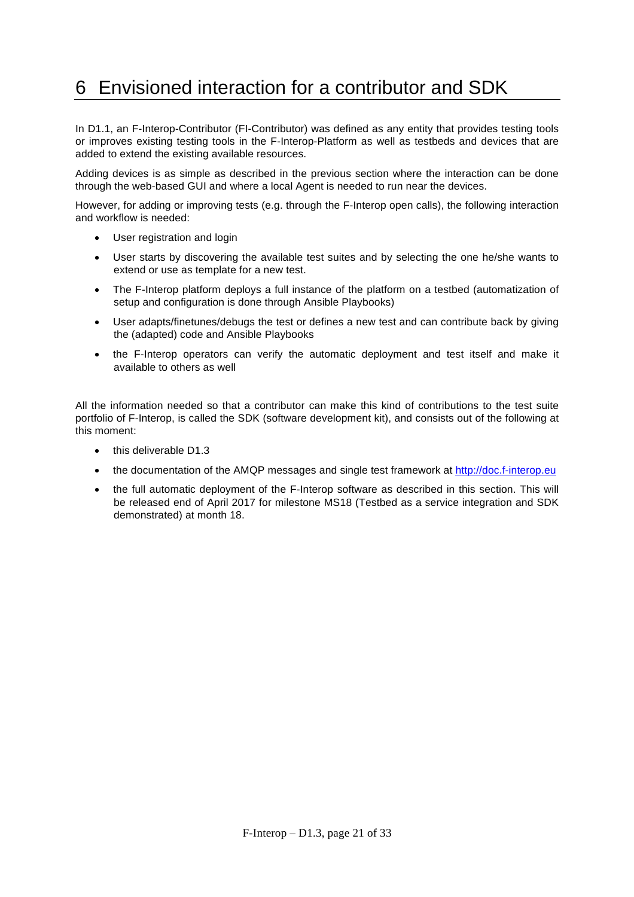# 6 Envisioned interaction for a contributor and SDK

In D1.1, an F-Interop-Contributor (FI-Contributor) was defined as any entity that provides testing tools or improves existing testing tools in the F-Interop-Platform as well as testbeds and devices that are added to extend the existing available resources.

Adding devices is as simple as described in the previous section where the interaction can be done through the web-based GUI and where a local Agent is needed to run near the devices.

However, for adding or improving tests (e.g. through the F-Interop open calls), the following interaction and workflow is needed:

- User registration and login
- User starts by discovering the available test suites and by selecting the one he/she wants to extend or use as template for a new test.
- The F-Interop platform deploys a full instance of the platform on a testbed (automatization of setup and configuration is done through Ansible Playbooks)
- User adapts/finetunes/debugs the test or defines a new test and can contribute back by giving the (adapted) code and Ansible Playbooks
- the F-Interop operators can verify the automatic deployment and test itself and make it available to others as well

All the information needed so that a contributor can make this kind of contributions to the test suite portfolio of F-Interop, is called the SDK (software development kit), and consists out of the following at this moment:

- this deliverable D1.3
- the documentation of the AMQP messages and single test framework at http://doc.f-interop.eu
- the full automatic deployment of the F-Interop software as described in this section. This will be released end of April 2017 for milestone MS18 (Testbed as a service integration and SDK demonstrated) at month 18.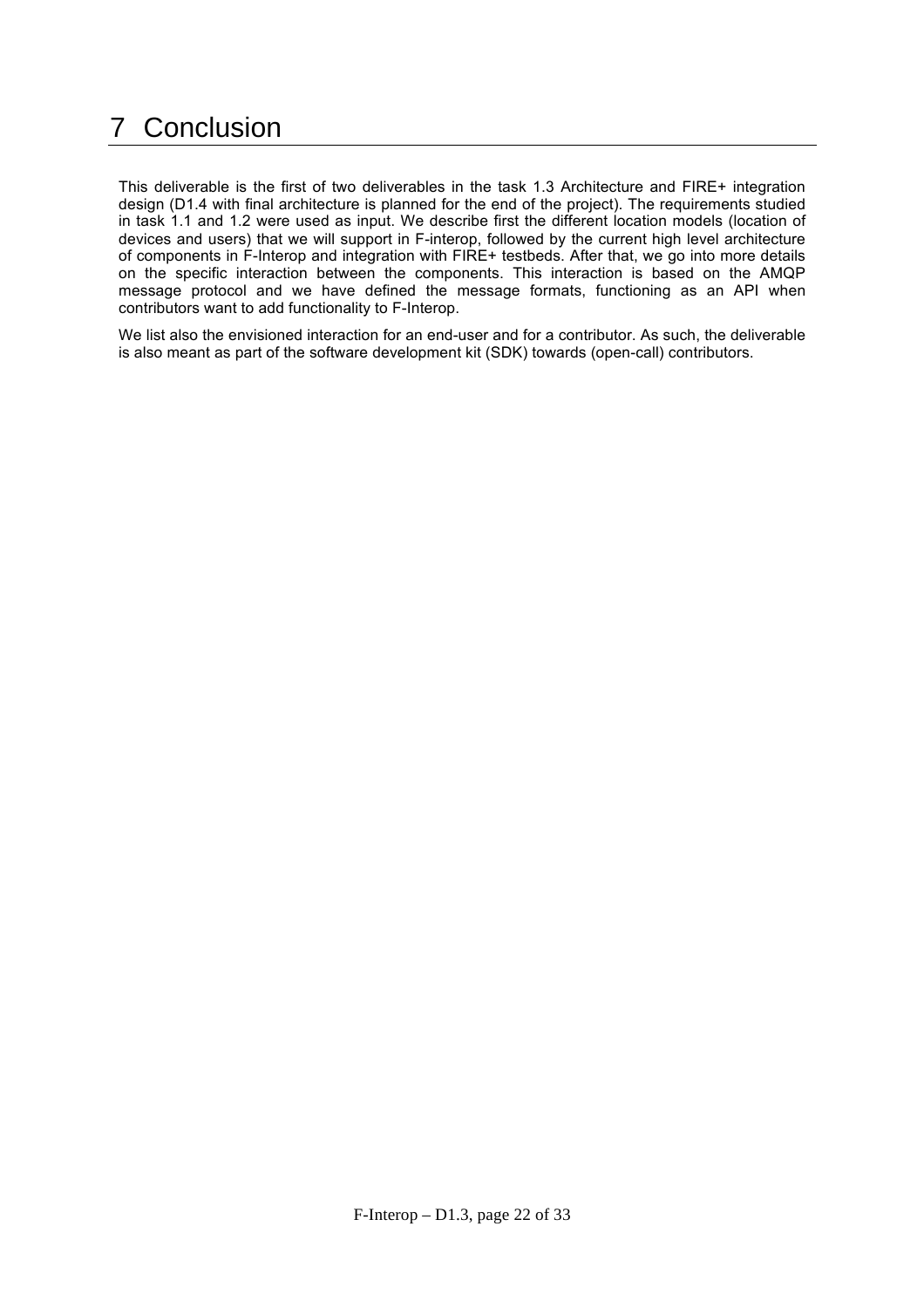# 7 Conclusion

This deliverable is the first of two deliverables in the task 1.3 Architecture and FIRE+ integration design (D1.4 with final architecture is planned for the end of the project). The requirements studied in task 1.1 and 1.2 were used as input. We describe first the different location models (location of devices and users) that we will support in F-interop, followed by the current high level architecture of components in F-Interop and integration with FIRE+ testbeds. After that, we go into more details on the specific interaction between the components. This interaction is based on the AMQP message protocol and we have defined the message formats, functioning as an API when contributors want to add functionality to F-Interop.

We list also the envisioned interaction for an end-user and for a contributor. As such, the deliverable is also meant as part of the software development kit (SDK) towards (open-call) contributors.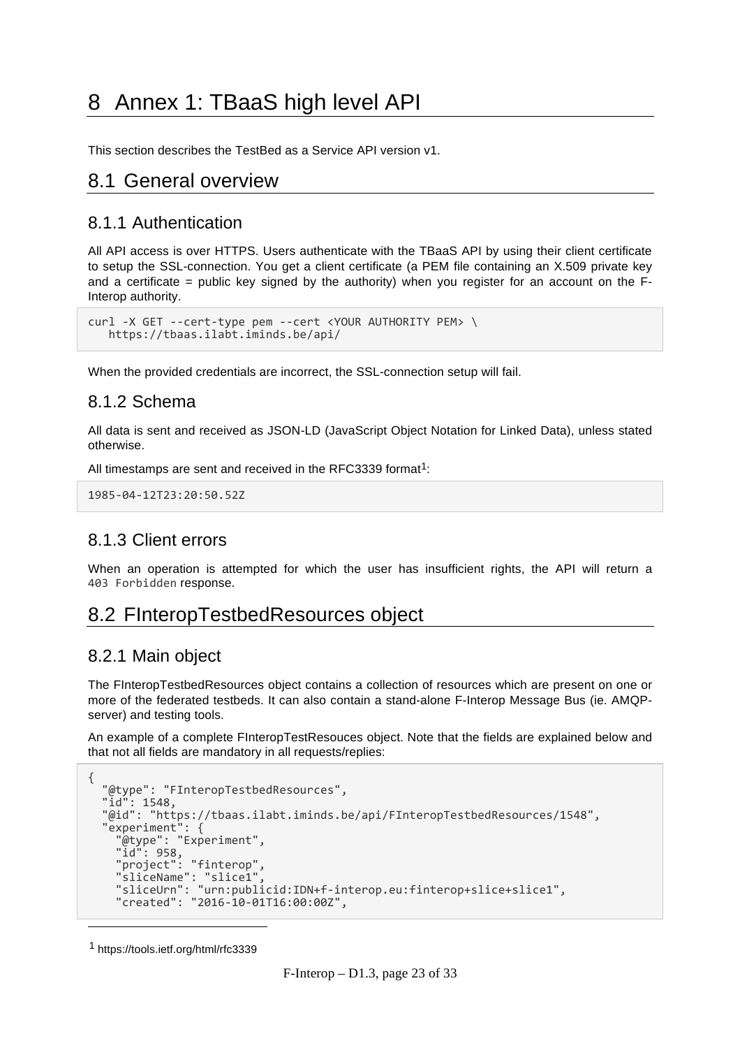# 8 Annex 1: TBaaS high level API

This section describes the TestBed as a Service API version v1.

## 8.1 General overview

### 8.1.1 Authentication

All API access is over HTTPS. Users authenticate with the TBaaS API by using their client certificate to setup the SSL-connection. You get a client certificate (a PEM file containing an X.509 private key and a certificate = public key signed by the authority) when you register for an account on the F-Interop authority.

```
curl -X GET --cert-type pem --cert <YOUR AUTHORITY PEM> \
   https://tbaas.ilabt.iminds.be/api/
```

When the provided credentials are incorrect, the SSL-connection setup will fail.

### 8.1.2 Schema

All data is sent and received as JSON-LD (JavaScript Object Notation for Linked Data), unless stated otherwise.

All timestamps are sent and received in the RFC3339 format[1]:

```
1985-04-12T23:20:50.52Z
```

### 8.1.3 Client errors

When an operation is attempted for which the user has insufficient rights, the API will return a `403 Forbidden` response.

## 8.2 FInteropTestbedResources object

### 8.2.1 Main object

The FInteropTestbedResources object contains a collection of resources which are present on one or more of the federated testbeds. It can also contain a stand-alone F-Interop Message Bus (ie. AMQP-server) and testing tools.

An example of a complete FInteropTestResouces object. Note that the fields are explained below and that not all fields are mandatory in all requests/replies:

```
{
  "@type": "FInteropTestbedResources",
  "id": 1548,
  "@id": "https://tbaas.ilabt.iminds.be/api/FInteropTestbedResources/1548",
  "experiment": {
    "@type": "Experiment",
    "id": 958,
    "project": "finterop",
    "sliceName": "slice1",
    "sliceUrn": "urn:publicid:IDN+f-interop.eu:finterop+slice+slice1",
    "created": "2016-10-01T16:00:00Z",
```

[1] https://tools.ietf.org/html/rfc3339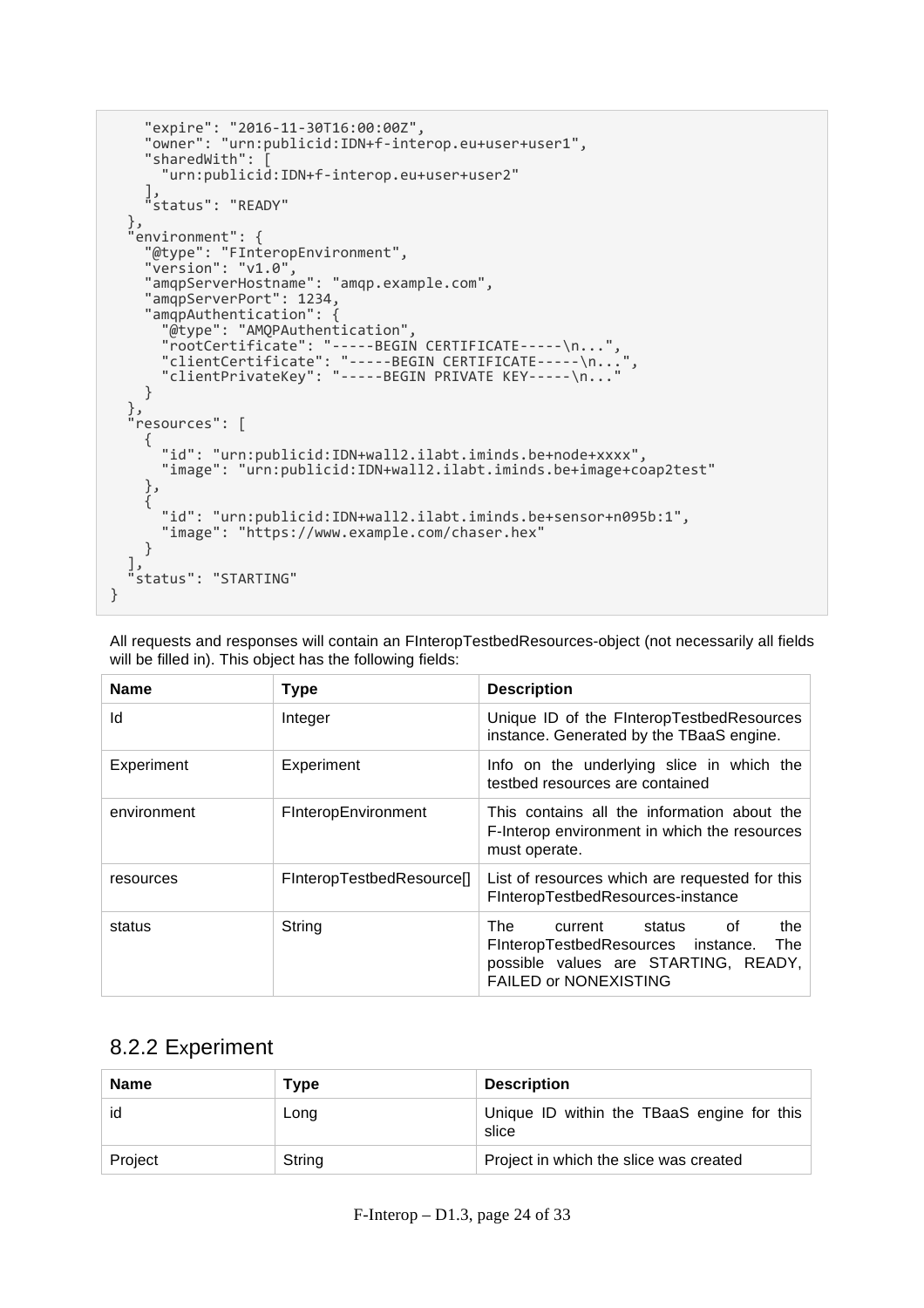```
    "expire": "2016-11-30T16:00:00Z",
    "owner": "urn:publicid:IDN+f-interop.eu+user+user1",
    "sharedWith": [
      "urn:publicid:IDN+f-interop.eu+user+user2"
    ],
    "status": "READY"
  },
  "environment": {
    "@type": "FInteropEnvironment",
    "version": "v1.0",
    "amqpServerHostname": "amqp.example.com",
    "amqpServerPort": 1234,
    "amqpAuthentication": {
      "@type": "AMQPAuthentication",
      "rootCertificate": "-----BEGIN CERTIFICATE-----\n...",
      "clientCertificate": "-----BEGIN CERTIFICATE-----\n...",
      "clientPrivateKey": "-----BEGIN PRIVATE KEY-----\n..."
    }
  },
  "resources": [
    {
      "id": "urn:publicid:IDN+wall2.ilabt.iminds.be+node+xxxx",
      "image": "urn:publicid:IDN+wall2.ilabt.iminds.be+image+coap2test"
    },
    {
      "id": "urn:publicid:IDN+wall2.ilabt.iminds.be+sensor+n095b:1",
      "image": "https://www.example.com/chaser.hex"
    }
  ],
  "status": "STARTING"
}
```

All requests and responses will contain an FInteropTestbedResources-object (not necessarily all fields will be filled in). This object has the following fields:

| Name | Type | Description |
|---|---|---|
| Id | Integer | Unique ID of the FInteropTestbedResources instance. Generated by the TBaaS engine. |
| Experiment | Experiment | Info on the underlying slice in which the testbed resources are contained |
| environment | FInteropEnvironment | This contains all the information about the F-Interop environment in which the resources must operate. |
| resources | FInteropTestbedResource[] | List of resources which are requested for this FInteropTestbedResources-instance |
| status | String | The current status of the FInteropTestbedResources instance. The possible values are STARTING, READY, FAILED or NONEXISTING |

## 8.2.2 Experiment

| Name | Type | Description |
|---|---|---|
| id | Long | Unique ID within the TBaaS engine for this slice |
| Project | String | Project in which the slice was created |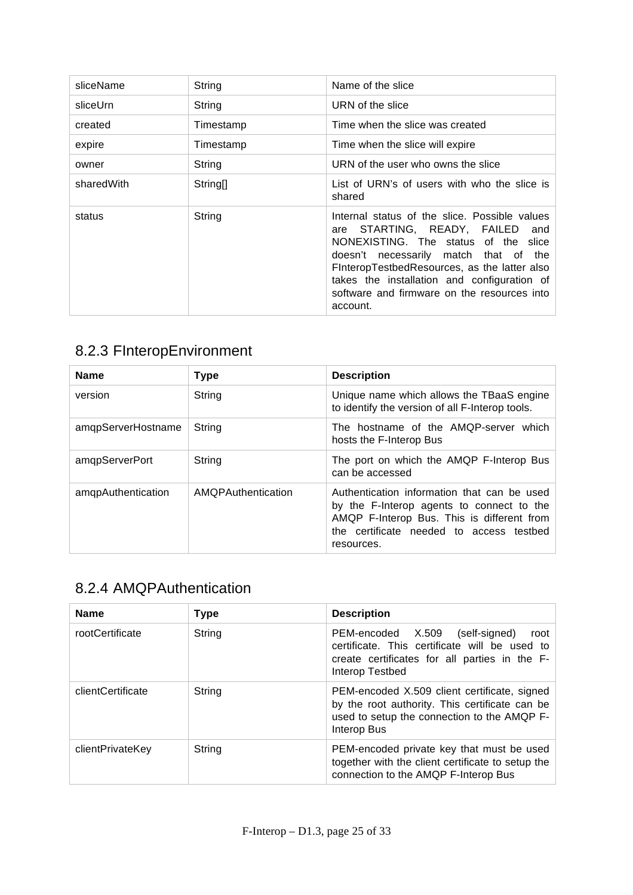| | | |
|---|---|---|
| sliceName | String | Name of the slice |
| sliceUrn | String | URN of the slice |
| created | Timestamp | Time when the slice was created |
| expire | Timestamp | Time when the slice will expire |
| owner | String | URN of the user who owns the slice |
| sharedWith | String[] | List of URN's of users with who the slice is shared |
| status | String | Internal status of the slice. Possible values are STARTING, READY, FAILED and NONEXISTING. The status of the slice doesn't necessarily match that of the FInteropTestbedResources, as the latter also takes the installation and configuration of software and firmware on the resources into account. |

### 8.2.3 FInteropEnvironment

| Name | Type | Description |
|---|---|---|
| version | String | Unique name which allows the TBaaS engine to identify the version of all F-Interop tools. |
| amqpServerHostname | String | The hostname of the AMQP-server which hosts the F-Interop Bus |
| amqpServerPort | String | The port on which the AMQP F-Interop Bus can be accessed |
| amqpAuthentication | AMQPAuthentication | Authentication information that can be used by the F-Interop agents to connect to the AMQP F-Interop Bus. This is different from the certificate needed to access testbed resources. |

### 8.2.4 AMQPAuthentication

| Name | Type | Description |
|---|---|---|
| rootCertificate | String | PEM-encoded X.509 (self-signed) root certificate. This certificate will be used to create certificates for all parties in the F-Interop Testbed |
| clientCertificate | String | PEM-encoded X.509 client certificate, signed by the root authority. This certificate can be used to setup the connection to the AMQP F-Interop Bus |
| clientPrivateKey | String | PEM-encoded private key that must be used together with the client certificate to setup the connection to the AMQP F-Interop Bus |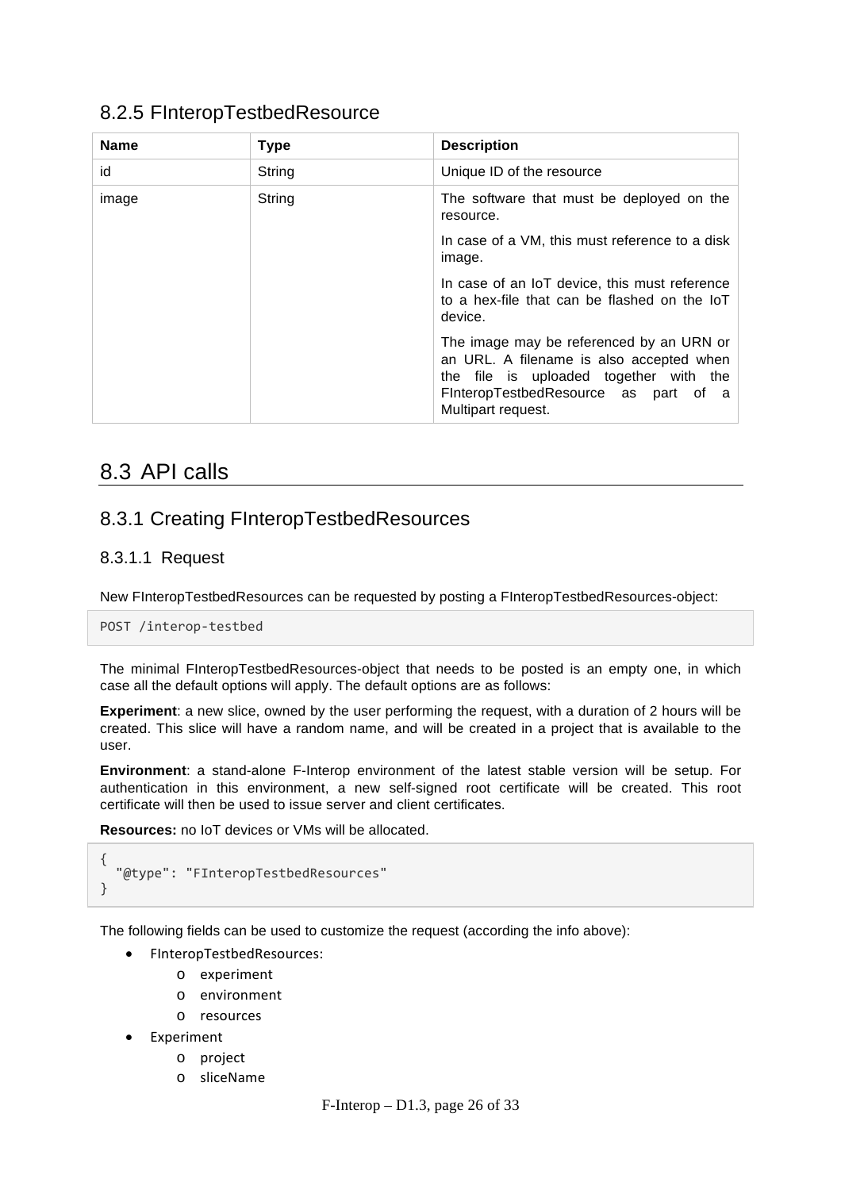### 8.2.5 FInteropTestbedResource

| Name | Type | Description |
|---|---|---|
| id | String | Unique ID of the resource |
| image | String | The software that must be deployed on the resource.<br><br>In case of a VM, this must reference to a disk image.<br><br>In case of an IoT device, this must reference to a hex-file that can be flashed on the IoT device.<br><br>The image may be referenced by an URN or an URL. A filename is also accepted when the file is uploaded together with the FInteropTestbedResource as part of a Multipart request. |

## 8.3 API calls

### 8.3.1 Creating FInteropTestbedResources

#### 8.3.1.1 Request

New FInteropTestbedResources can be requested by posting a FInteropTestbedResources-object:

```
POST /interop-testbed
```

The minimal FInteropTestbedResources-object that needs to be posted is an empty one, in which case all the default options will apply. The default options are as follows:

**Experiment**: a new slice, owned by the user performing the request, with a duration of 2 hours will be created. This slice will have a random name, and will be created in a project that is available to the user.

**Environment**: a stand-alone F-Interop environment of the latest stable version will be setup. For authentication in this environment, a new self-signed root certificate will be created. This root certificate will then be used to issue server and client certificates.

**Resources:** no IoT devices or VMs will be allocated.

```
{
  "@type": "FInteropTestbedResources"
}
```

The following fields can be used to customize the request (according the info above):

- FInteropTestbedResources:
  - experiment
  - environment
  - resources
- Experiment
  - project
  - sliceName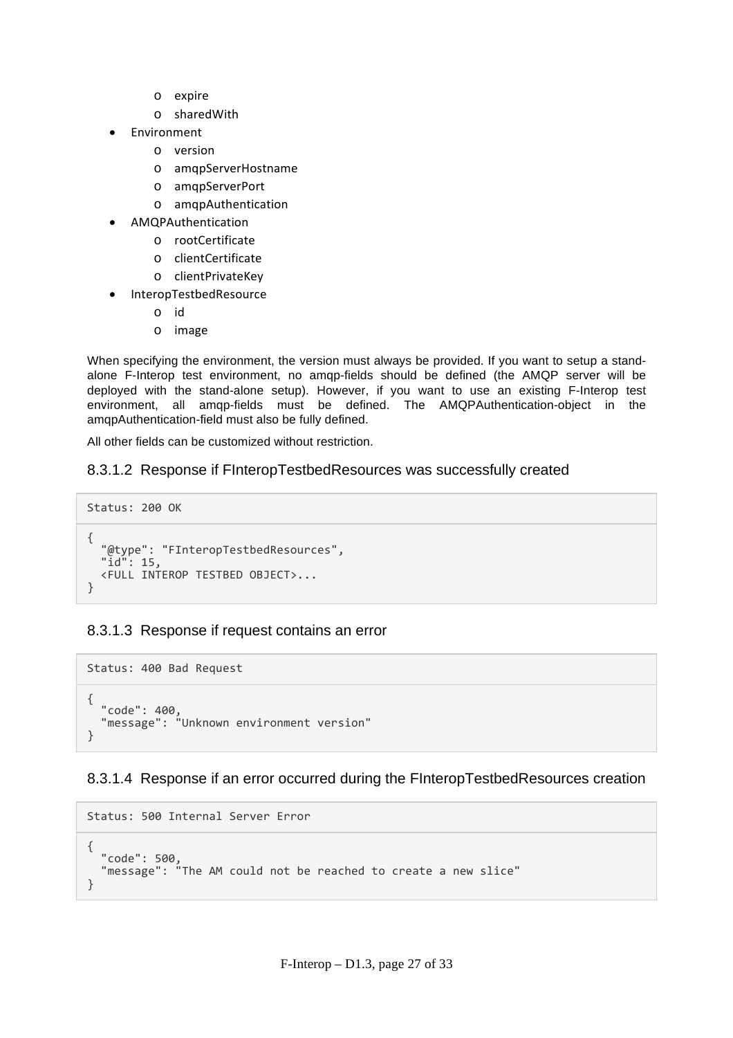- expire
  - sharedWith
- Environment
  - version
  - amqpServerHostname
  - amqpServerPort
  - amqpAuthentication
- AMQPAuthentication
  - rootCertificate
  - clientCertificate
  - clientPrivateKey
- InteropTestbedResource
  - id
  - image

When specifying the environment, the version must always be provided. If you want to setup a stand-alone F-Interop test environment, no amqp-fields should be defined (the AMQP server will be deployed with the stand-alone setup). However, if you want to use an existing F-Interop test environment, all amqp-fields must be defined. The AMQPAuthentication-object in the amqpAuthentication-field must also be fully defined.

All other fields can be customized without restriction.

#### 8.3.1.2 Response if FInteropTestbedResources was successfully created

```
Status: 200 OK
```

```
{
  "@type": "FInteropTestbedResources",
  "id": 15,
  <FULL INTEROP TESTBED OBJECT>...
}
```

#### 8.3.1.3 Response if request contains an error

```
Status: 400 Bad Request
```

```
{
  "code": 400,
  "message": "Unknown environment version"
}
```

#### 8.3.1.4 Response if an error occurred during the FInteropTestbedResources creation

```
Status: 500 Internal Server Error
```

```
{
  "code": 500,
  "message": "The AM could not be reached to create a new slice"
}
```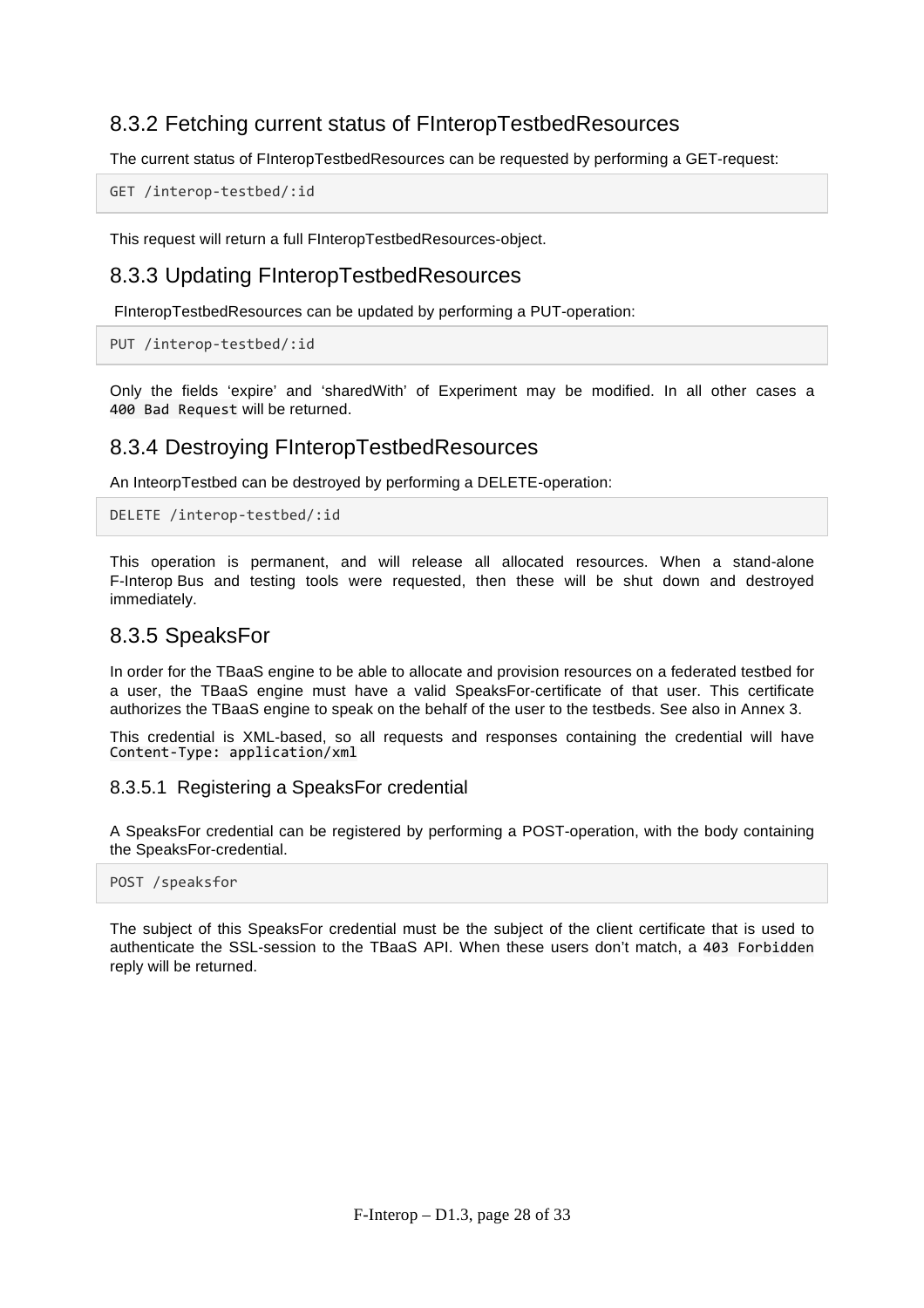### 8.3.2 Fetching current status of FInteropTestbedResources

The current status of FInteropTestbedResources can be requested by performing a GET-request:

```
GET /interop-testbed/:id
```

This request will return a full FInteropTestbedResources-object.

### 8.3.3 Updating FInteropTestbedResources

FInteropTestbedResources can be updated by performing a PUT-operation:

```
PUT /interop-testbed/:id
```

Only the fields ‘expire’ and ‘sharedWith’ of Experiment may be modified. In all other cases a `400 Bad Request` will be returned.

### 8.3.4 Destroying FInteropTestbedResources

An InteorpTestbed can be destroyed by performing a DELETE-operation:

```
DELETE /interop-testbed/:id
```

This operation is permanent, and will release all allocated resources. When a stand-alone F-Interop Bus and testing tools were requested, then these will be shut down and destroyed immediately.

### 8.3.5 SpeaksFor

In order for the TBaaS engine to be able to allocate and provision resources on a federated testbed for a user, the TBaaS engine must have a valid SpeaksFor-certificate of that user. This certificate authorizes the TBaaS engine to speak on the behalf of the user to the testbeds. See also in Annex 3.

This credential is XML-based, so all requests and responses containing the credential will have `Content-Type: application/xml`

#### 8.3.5.1 Registering a SpeaksFor credential

A SpeaksFor credential can be registered by performing a POST-operation, with the body containing the SpeaksFor-credential.

```
POST /speaksfor
```

The subject of this SpeaksFor credential must be the subject of the client certificate that is used to authenticate the SSL-session to the TBaaS API. When these users don’t match, a `403 Forbidden` reply will be returned.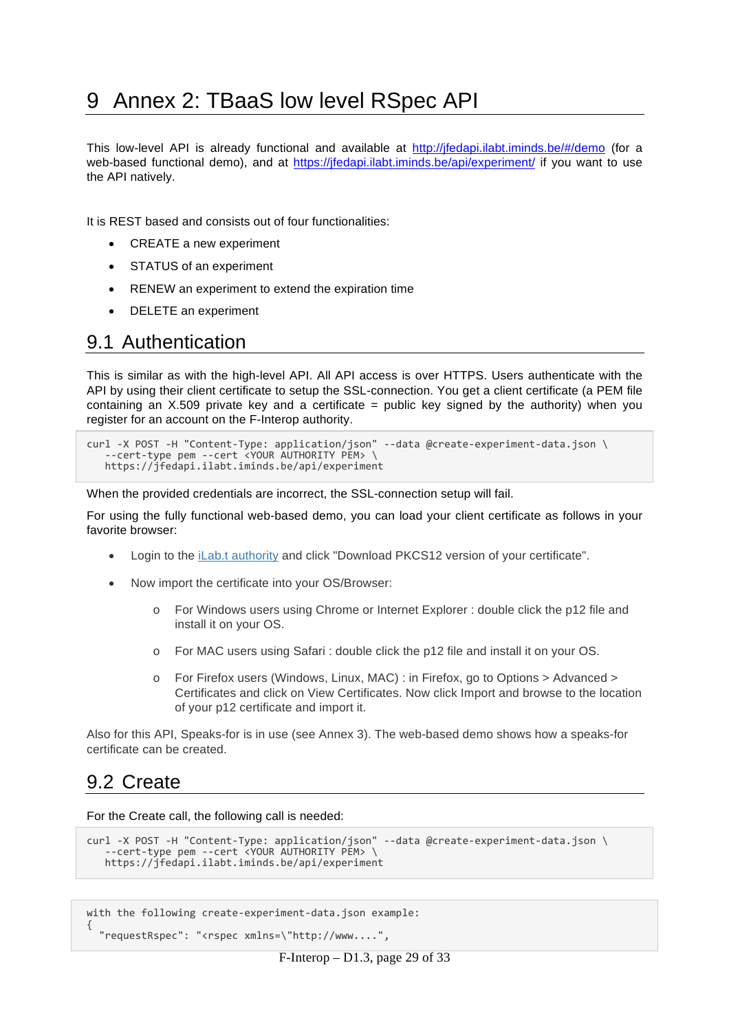# 9 Annex 2: TBaaS low level RSpec API

This low-level API is already functional and available at http://jfedapi.ilabt.iminds.be/#/demo (for a web-based functional demo), and at https://jfedapi.ilabt.iminds.be/api/experiment/ if you want to use the API natively.

It is REST based and consists out of four functionalities:

- CREATE a new experiment
- STATUS of an experiment
- RENEW an experiment to extend the expiration time
- DELETE an experiment

## 9.1 Authentication

This is similar as with the high-level API. All API access is over HTTPS. Users authenticate with the API by using their client certificate to setup the SSL-connection. You get a client certificate (a PEM file containing an X.509 private key and a certificate = public key signed by the authority) when you register for an account on the F-Interop authority.

```
curl -X POST -H "Content-Type: application/json" --data @create-experiment-data.json \
   --cert-type pem --cert <YOUR AUTHORITY PEM> \
   https://jfedapi.ilabt.iminds.be/api/experiment
```

When the provided credentials are incorrect, the SSL-connection setup will fail.

For using the fully functional web-based demo, you can load your client certificate as follows in your favorite browser:

- Login to the iLab.t authority and click "Download PKCS12 version of your certificate".
- Now import the certificate into your OS/Browser:
  - For Windows users using Chrome or Internet Explorer : double click the p12 file and install it on your OS.
  - For MAC users using Safari : double click the p12 file and install it on your OS.
  - For Firefox users (Windows, Linux, MAC) : in Firefox, go to Options > Advanced > Certificates and click on View Certificates. Now click Import and browse to the location of your p12 certificate and import it.

Also for this API, Speaks-for is in use (see Annex 3). The web-based demo shows how a speaks-for certificate can be created.

## 9.2 Create

For the Create call, the following call is needed:

```
curl -X POST -H "Content-Type: application/json" --data @create-experiment-data.json \
   --cert-type pem --cert <YOUR AUTHORITY PEM> \
   https://jfedapi.ilabt.iminds.be/api/experiment
```

```
with the following create-experiment-data.json example:
{
  "requestRspec": "<rspec xmlns=\"http://www....",
```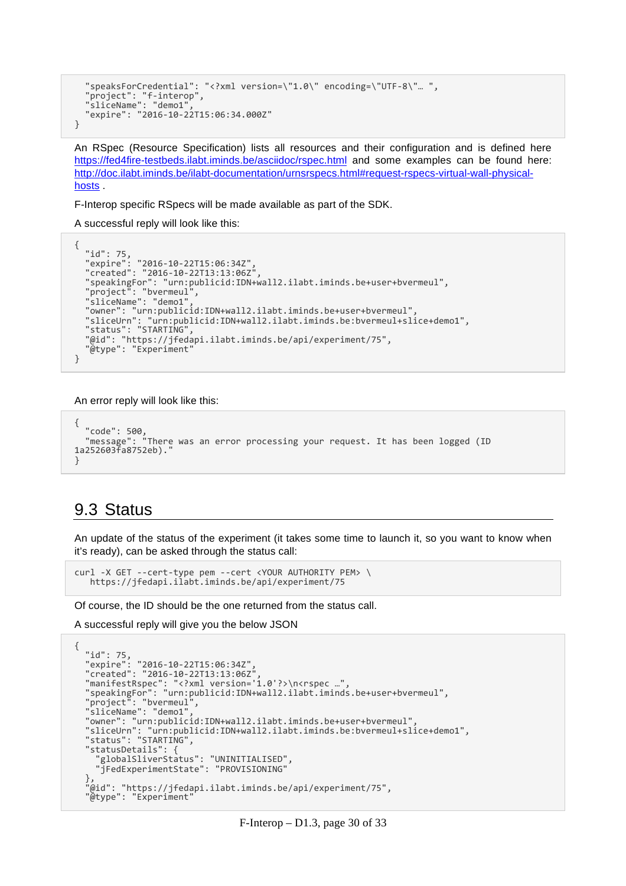```
  "speaksForCredential": "<?xml version=\"1.0\" encoding=\"UTF-8\"… ",
  "project": "f-interop",
  "sliceName": "demo1",
  "expire": "2016-10-22T15:06:34.000Z"
}
```

An RSpec (Resource Specification) lists all resources and their configuration and is defined here https://fed4fire-testbeds.ilabt.iminds.be/asciidoc/rspec.html and some examples can be found here: http://doc.ilabt.iminds.be/ilabt-documentation/urnsrspecs.html#request-rspecs-virtual-wall-physical-hosts .

F-Interop specific RSpecs will be made available as part of the SDK.

A successful reply will look like this:

```
{
  "id": 75,
  "expire": "2016-10-22T15:06:34Z",
  "created": "2016-10-22T13:13:06Z",
  "speakingFor": "urn:publicid:IDN+wall2.ilabt.iminds.be+user+bvermeul",
  "project": "bvermeul",
  "sliceName": "demo1",
  "owner": "urn:publicid:IDN+wall2.ilabt.iminds.be+user+bvermeul",
  "sliceUrn": "urn:publicid:IDN+wall2.ilabt.iminds.be:bvermeul+slice+demo1",
  "status": "STARTING",
  "@id": "https://jfedapi.ilabt.iminds.be/api/experiment/75",
  "@type": "Experiment"
}
```

An error reply will look like this:

```
{
  "code": 500,
  "message": "There was an error processing your request. It has been logged (ID 
1a252603fa8752eb)."
}
```

## 9.3 Status

An update of the status of the experiment (it takes some time to launch it, so you want to know when it's ready), can be asked through the status call:

```
curl -X GET --cert-type pem --cert <YOUR AUTHORITY PEM> \
   https://jfedapi.ilabt.iminds.be/api/experiment/75
```

Of course, the ID should be the one returned from the status call.

A successful reply will give you the below JSON

```
{
  "id": 75,
  "expire": "2016-10-22T15:06:34Z",
  "created": "2016-10-22T13:13:06Z",
  "manifestRspec": "<?xml version='1.0'?>\n<rspec …",
  "speakingFor": "urn:publicid:IDN+wall2.ilabt.iminds.be+user+bvermeul",
  "project": "bvermeul",
  "sliceName": "demo1",
  "owner": "urn:publicid:IDN+wall2.ilabt.iminds.be+user+bvermeul",
  "sliceUrn": "urn:publicid:IDN+wall2.ilabt.iminds.be:bvermeul+slice+demo1",
  "status": "STARTING",
  "statusDetails": {
    "globalSliverStatus": "UNINITIALISED",
    "jFedExperimentState": "PROVISIONING"
  },
  "@id": "https://jfedapi.ilabt.iminds.be/api/experiment/75",
  "@type": "Experiment"
```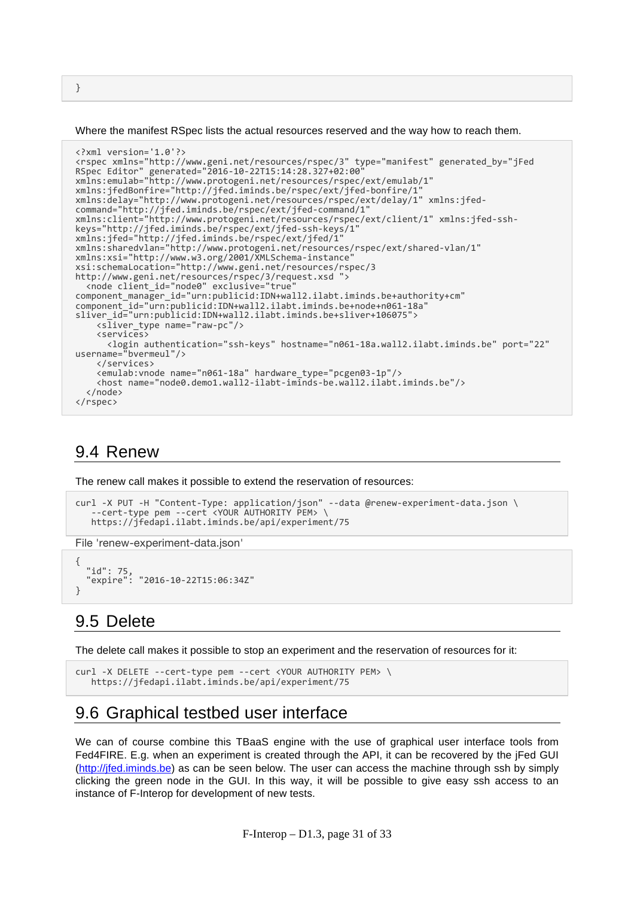```
}
```

Where the manifest RSpec lists the actual resources reserved and the way how to reach them.

```
<?xml version='1.0'?>
<rspec xmlns="http://www.geni.net/resources/rspec/3" type="manifest" generated_by="jFed
RSpec Editor" generated="2016-10-22T15:14:28.327+02:00"
xmlns:emulab="http://www.protogeni.net/resources/rspec/ext/emulab/1"
xmlns:jfedBonfire="http://jfed.iminds.be/rspec/ext/jfed-bonfire/1"
xmlns:delay="http://www.protogeni.net/resources/rspec/ext/delay/1" xmlns:jfed-
command="http://jfed.iminds.be/rspec/ext/jfed-command/1"
xmlns:client="http://www.protogeni.net/resources/rspec/ext/client/1" xmlns:jfed-ssh-
keys="http://jfed.iminds.be/rspec/ext/jfed-ssh-keys/1"
xmlns:jfed="http://jfed.iminds.be/rspec/ext/jfed/1"
xmlns:sharedvlan="http://www.protogeni.net/resources/rspec/ext/shared-vlan/1"
xmlns:xsi="http://www.w3.org/2001/XMLSchema-instance"
xsi:schemaLocation="http://www.geni.net/resources/rspec/3
http://www.geni.net/resources/rspec/3/request.xsd ">
  <node client_id="node0" exclusive="true"
component_manager_id="urn:publicid:IDN+wall2.ilabt.iminds.be+authority+cm"
component_id="urn:publicid:IDN+wall2.ilabt.iminds.be+node+n061-18a"
sliver_id="urn:publicid:IDN+wall2.ilabt.iminds.be+sliver+106075">
    <sliver_type name="raw-pc"/>
    <services>
      <login authentication="ssh-keys" hostname="n061-18a.wall2.ilabt.iminds.be" port="22"
username="bvermeul"/>
    </services>
    <emulab:vnode name="n061-18a" hardware_type="pcgen03-1p"/>
    <host name="node0.demo1.wall2-ilabt-iminds-be.wall2.ilabt.iminds.be"/>
  </node>
</rspec>
```

## 9.4 Renew

The renew call makes it possible to extend the reservation of resources:

```
curl -X PUT -H "Content-Type: application/json" --data @renew-experiment-data.json \
   --cert-type pem --cert <YOUR AUTHORITY PEM> \
   https://jfedapi.ilabt.iminds.be/api/experiment/75
```

File 'renew-experiment-data.json'

```
{
  "id": 75,
  "expire": "2016-10-22T15:06:34Z"
}
```

## 9.5 Delete

The delete call makes it possible to stop an experiment and the reservation of resources for it:

```
curl -X DELETE --cert-type pem --cert <YOUR AUTHORITY PEM> \
   https://jfedapi.ilabt.iminds.be/api/experiment/75
```

## 9.6 Graphical testbed user interface

We can of course combine this TBaaS engine with the use of graphical user interface tools from Fed4FIRE. E.g. when an experiment is created through the API, it can be recovered by the jFed GUI (http://jfed.iminds.be) as can be seen below. The user can access the machine through ssh by simply clicking the green node in the GUI. In this way, it will be possible to give easy ssh access to an instance of F-Interop for development of new tests.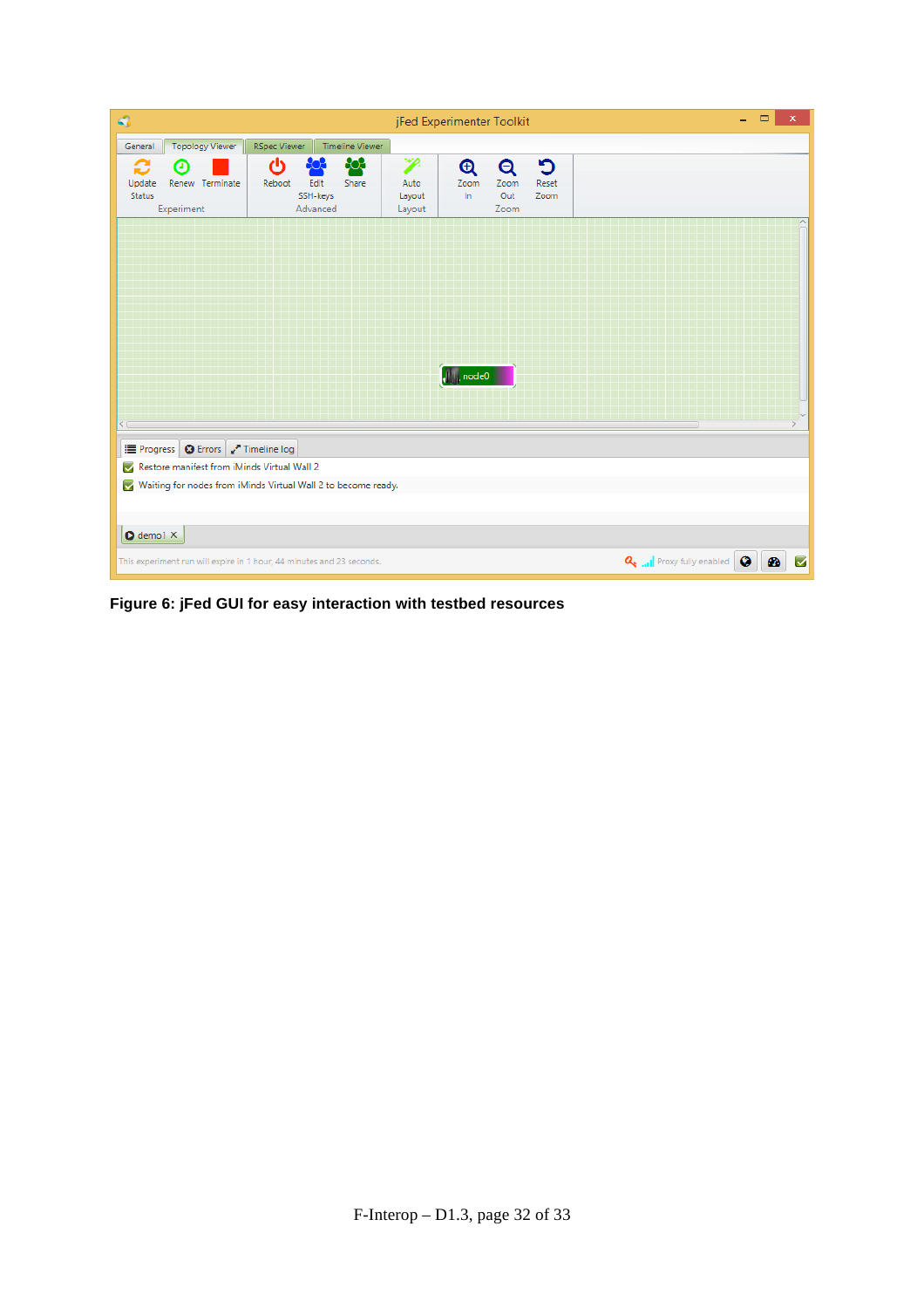**Figure 6: jFed GUI for easy interaction with testbed resources**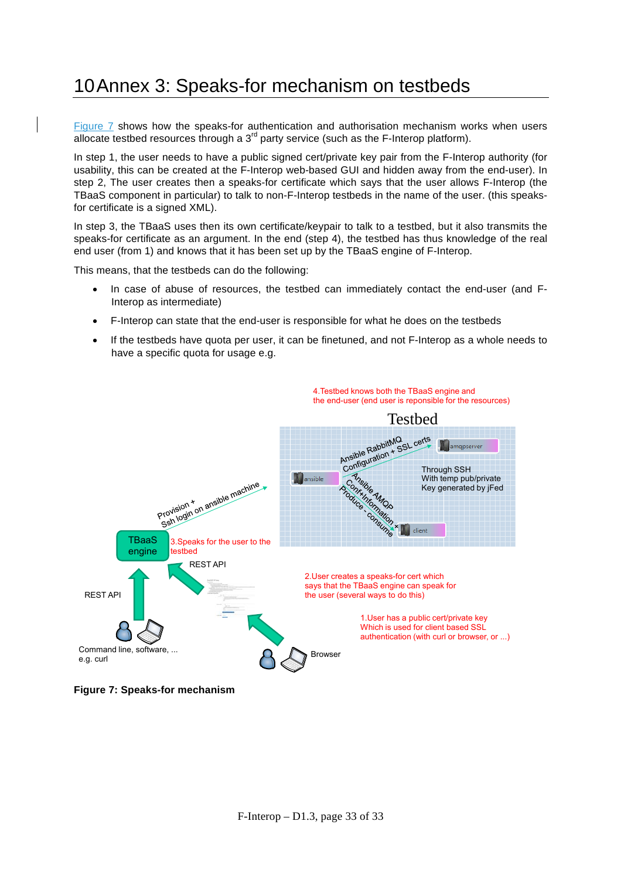# 10 Annex 3: Speaks-for mechanism on testbeds

Figure 7 shows how the speaks-for authentication and authorisation mechanism works when users allocate testbed resources through a 3rd party service (such as the F-Interop platform).

In step 1, the user needs to have a public signed cert/private key pair from the F-Interop authority (for usability, this can be created at the F-Interop web-based GUI and hidden away from the end-user). In step 2, The user creates then a speaks-for certificate which says that the user allows F-Interop (the TBaaS component in particular) to talk to non-F-Interop testbeds in the name of the user. (this speaks-for certificate is a signed XML).

In step 3, the TBaaS uses then its own certificate/keypair to talk to a testbed, but it also transmits the speaks-for certificate as an argument. In the end (step 4), the testbed has thus knowledge of the real end user (from 1) and knows that it has been set up by the TBaaS engine of F-Interop.

This means, that the testbeds can do the following:

- In case of abuse of resources, the testbed can immediately contact the end-user (and F-Interop as intermediate)
- F-Interop can state that the end-user is responsible for what he does on the testbeds
- If the testbeds have quota per user, it can be finetuned, and not F-Interop as a whole needs to have a specific quota for usage e.g.

4.Testbed knows both the TBaaS engine and
the end-user (end user is reponsible for the resources)

Testbed

Ansible RabbitMQ Configuration + SSL certs

amqpserver

ansible

Through SSH
With temp pub/private
Key generated by jFed

Ansible AMQP Conf+Information + Produce - consume

client

Provision +
Ssh login on ansible machine

TBaaS engine

3.Speaks for the user to the testbed

REST API

REST API

2.User creates a speaks-for cert which
says that the TBaaS engine can speak for
the user (several ways to do this)

1.User has a public cert/private key
Which is used for client based SSL
authentication (with curl or browser, or ...)

Command line, software, ...
e.g. curl

Browser

**Figure 7: Speaks-for mechanism**